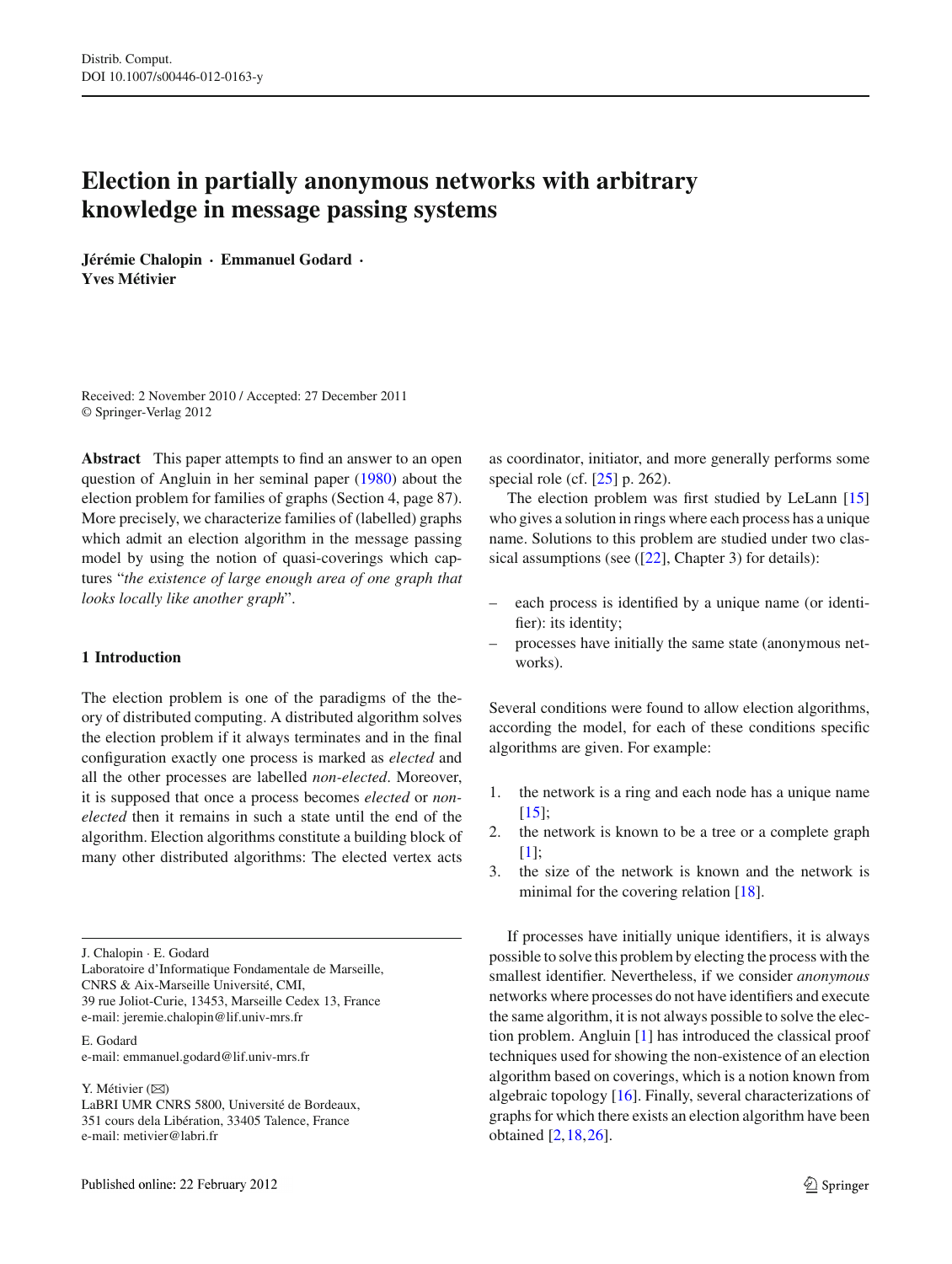# Election in partially anonymous networks with arbitrary knowledge in message passing systems

**Jérémie Chalopin · Emmanuel Godard · Yves Métivier**

Received: 2 November 2010 / Accepted: 27 December 2011
© Springer-Verlag 2012

**Abstract** This paper attempts to find an answer to an open question of Angluin in her seminal paper (1980) about the election problem for families of graphs (Section 4, page 87). More precisely, we characterize families of (labelled) graphs which admit an election algorithm in the message passing model by using the notion of quasi-coverings which captures "*the existence of large enough area of one graph that looks locally like another graph*".

## 1 Introduction

The election problem is one of the paradigms of the theory of distributed computing. A distributed algorithm solves the election problem if it always terminates and in the final configuration exactly one process is marked as *elected* and all the other processes are labelled *non-elected*. Moreover, it is supposed that once a process becomes *elected* or *non-elected* then it remains in such a state until the end of the algorithm. Election algorithms constitute a building block of many other distributed algorithms: The elected vertex acts as coordinator, initiator, and more generally performs some special role (cf. [25] p. 262).

The election problem was first studied by LeLann [15] who gives a solution in rings where each process has a unique name. Solutions to this problem are studied under two classical assumptions (see ([22], Chapter 3) for details):

- each process is identified by a unique name (or identifier): its identity;
- processes have initially the same state (anonymous networks).

Several conditions were found to allow election algorithms, according the model, for each of these conditions specific algorithms are given. For example:

1. the network is a ring and each node has a unique name [15];
2. the network is known to be a tree or a complete graph [1];
3. the size of the network is known and the network is minimal for the covering relation [18].

If processes have initially unique identifiers, it is always possible to solve this problem by electing the process with the smallest identifier. Nevertheless, if we consider *anonymous* networks where processes do not have identifiers and execute the same algorithm, it is not always possible to solve the election problem. Angluin [1] has introduced the classical proof techniques used for showing the non-existence of an election algorithm based on coverings, which is a notion known from algebraic topology [16]. Finally, several characterizations of graphs for which there exists an election algorithm have been obtained [2,18,26].

---

J. Chalopin · E. Godard
Laboratoire d'Informatique Fondamentale de Marseille, CNRS & Aix-Marseille Université, CMI, 39 rue Joliot-Curie, 13453, Marseille Cedex 13, France
e-mail: jeremie.chalopin@lif.univ-mrs.fr

E. Godard
e-mail: emmanuel.godard@lif.univ-mrs.fr

Y. Métivier (✉)
LaBRI UMR CNRS 5800, Université de Bordeaux, 351 cours dela Libération, 33405 Talence, France
e-mail: metivier@labri.fr

Published online: 22 February 2012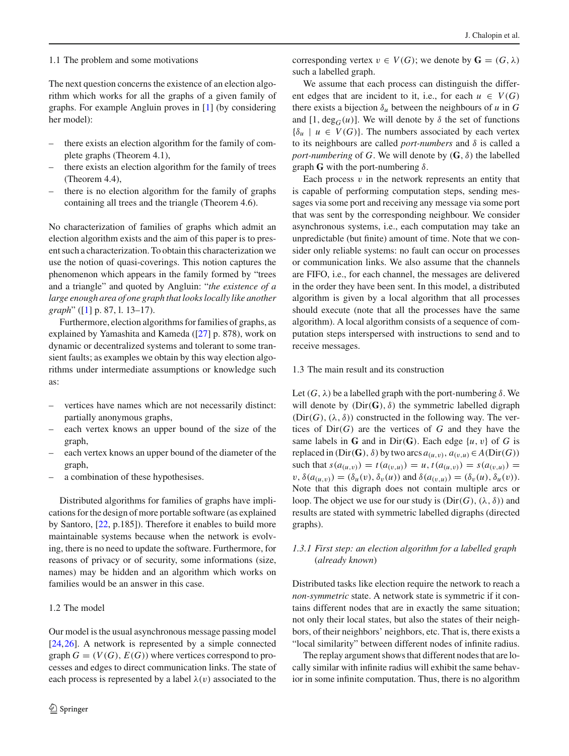### 1.1 The problem and some motivations

The next question concerns the existence of an election algorithm which works for all the graphs of a given family of graphs. For example Angluin proves in [1] (by considering her model):

- there exists an election algorithm for the family of complete graphs (Theorem 4.1),
- there exists an election algorithm for the family of trees (Theorem 4.4),
- there is no election algorithm for the family of graphs containing all trees and the triangle (Theorem 4.6).

No characterization of families of graphs which admit an election algorithm exists and the aim of this paper is to present such a characterization. To obtain this characterization we use the notion of quasi-coverings. This notion captures the phenomenon which appears in the family formed by "trees and a triangle" and quoted by Angluin: "*the existence of a large enough area of one graph that looks locally like another graph*" ([1] p. 87, l. 13–17).

Furthermore, election algorithms for families of graphs, as explained by Yamashita and Kameda ([27] p. 878), work on dynamic or decentralized systems and tolerant to some transient faults; as examples we obtain by this way election algorithms under intermediate assumptions or knowledge such as:

- vertices have names which are not necessarily distinct: partially anonymous graphs,
- each vertex knows an upper bound of the size of the graph,
- each vertex knows an upper bound of the diameter of the graph,
- a combination of these hypothesises.

Distributed algorithms for families of graphs have implications for the design of more portable software (as explained by Santoro, [22, p.185]). Therefore it enables to build more maintainable systems because when the network is evolving, there is no need to update the software. Furthermore, for reasons of privacy or of security, some informations (size, names) may be hidden and an algorithm which works on families would be an answer in this case.

### 1.2 The model

Our model is the usual asynchronous message passing model [24,26]. A network is represented by a simple connected graph $G = (V(G), E(G))$ where vertices correspond to processes and edges to direct communication links. The state of each process is represented by a label $\lambda(v)$ associated to the corresponding vertex $v \in V(G)$; we denote by $\mathbf{G} = (G, \lambda)$ such a labelled graph.

We assume that each process can distinguish the different edges that are incident to it, i.e., for each $u \in V(G)$ there exists a bijection $\delta_u$ between the neighbours of $u$ in $G$ and $[1, \deg_G(u)]$. We will denote by $\delta$ the set of functions $\{\delta_u \mid u \in V(G)\}$. The numbers associated by each vertex to its neighbours are called *port-numbers* and $\delta$ is called a *port-numbering* of $G$. We will denote by $(\mathbf{G}, \delta)$ the labelled graph $\mathbf{G}$ with the port-numbering $\delta$.

Each process $v$ in the network represents an entity that is capable of performing computation steps, sending messages via some port and receiving any message via some port that was sent by the corresponding neighbour. We consider asynchronous systems, i.e., each computation may take an unpredictable (but finite) amount of time. Note that we consider only reliable systems: no fault can occur on processes or communication links. We also assume that the channels are FIFO, i.e., for each channel, the messages are delivered in the order they have been sent. In this model, a distributed algorithm is given by a local algorithm that all processes should execute (note that all the processes have the same algorithm). A local algorithm consists of a sequence of computation steps interspersed with instructions to send and to receive messages.

### 1.3 The main result and its construction

Let $(G, \lambda)$ be a labelled graph with the port-numbering $\delta$. We will denote by $(\mathrm{Dir}(\mathbf{G}), \delta)$ the symmetric labelled digraph $(\mathrm{Dir}(G), (\lambda, \delta))$ constructed in the following way. The vertices of $\mathrm{Dir}(G)$ are the vertices of $G$ and they have the same labels in $\mathbf{G}$ and in $\mathrm{Dir}(\mathbf{G})$. Each edge $\{u, v\}$ of $G$ is replaced in $(\mathrm{Dir}(\mathbf{G}), \delta)$ by two arcs $a_{(u,v)}, a_{(v,u)} \in A(\mathrm{Dir}(G))$ such that $s(a_{(u,v)}) = t(a_{(v,u)}) = u$, $t(a_{(u,v)}) = s(a_{(v,u)}) = v$, $\delta(a_{(u,v)}) = (\delta_u(v), \delta_v(u))$ and $\delta(a_{(v,u)}) = (\delta_v(u), \delta_u(v))$. Note that this digraph does not contain multiple arcs or loop. The object we use for our study is $(\mathrm{Dir}(G), (\lambda, \delta))$ and results are stated with symmetric labelled digraphs (directed graphs).

#### 1.3.1 First step: an election algorithm for a labelled graph (*already known*)

Distributed tasks like election require the network to reach a *non-symmetric* state. A network state is symmetric if it contains different nodes that are in exactly the same situation; not only their local states, but also the states of their neighbors, of their neighbors' neighbors, etc. That is, there exists a "local similarity" between different nodes of infinite radius.

The replay argument shows that different nodes that are locally similar with infinite radius will exhibit the same behavior in some infinite computation. Thus, there is no algorithm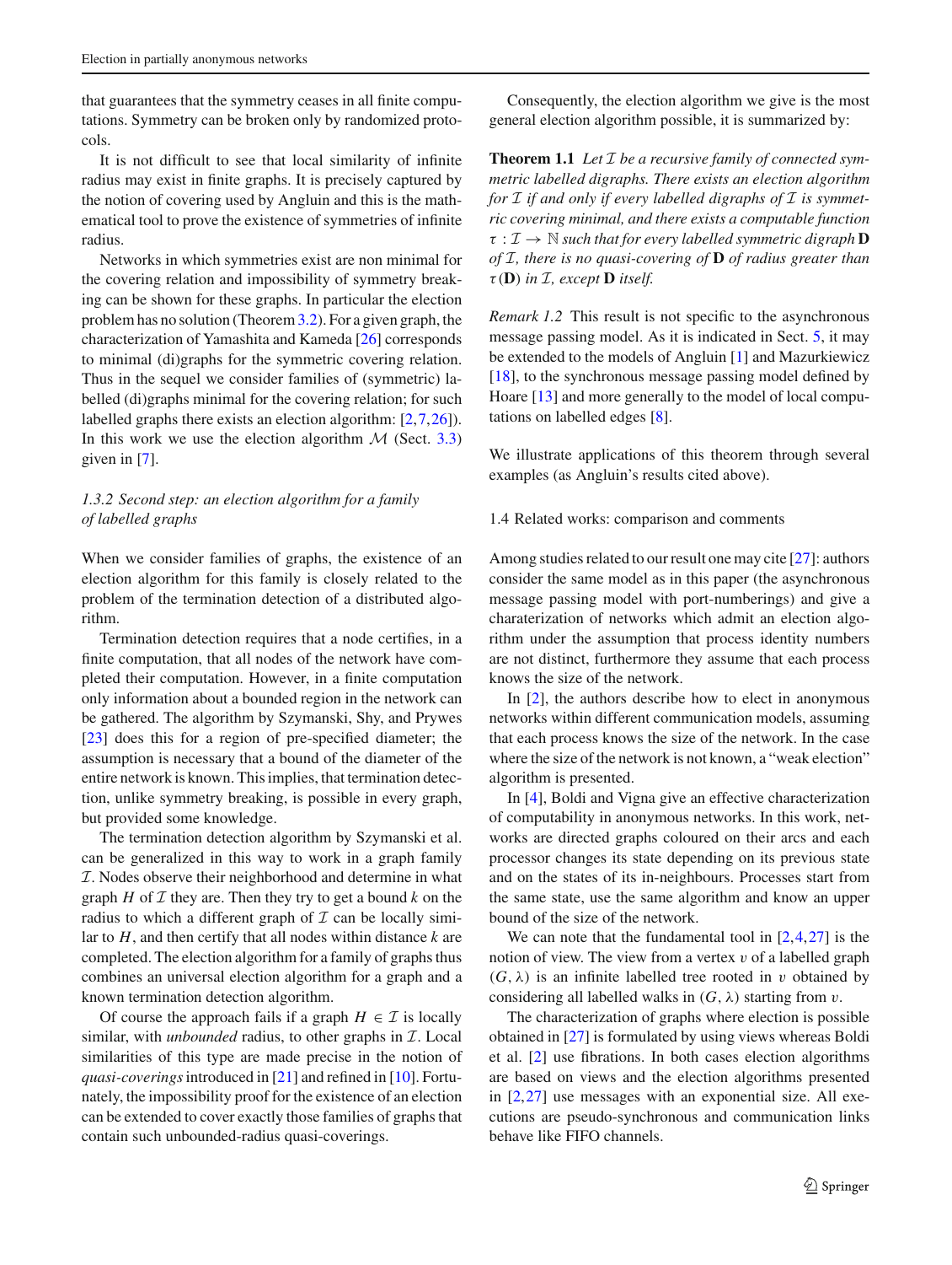that guarantees that the symmetry ceases in all finite computations. Symmetry can be broken only by randomized protocols.

It is not difficult to see that local similarity of infinite radius may exist in finite graphs. It is precisely captured by the notion of covering used by Angluin and this is the mathematical tool to prove the existence of symmetries of infinite radius.

Networks in which symmetries exist are non minimal for the covering relation and impossibility of symmetry breaking can be shown for these graphs. In particular the election problem has no solution (Theorem 3.2). For a given graph, the characterization of Yamashita and Kameda [26] corresponds to minimal (di)graphs for the symmetric covering relation. Thus in the sequel we consider families of (symmetric) labelled (di)graphs minimal for the covering relation; for such labelled graphs there exists an election algorithm: [2,7,26]). In this work we use the election algorithm $\mathcal{M}$ (Sect. 3.3) given in [7].

### 1.3.2 Second step: an election algorithm for a family of labelled graphs

When we consider families of graphs, the existence of an election algorithm for this family is closely related to the problem of the termination detection of a distributed algorithm.

Termination detection requires that a node certifies, in a finite computation, that all nodes of the network have completed their computation. However, in a finite computation only information about a bounded region in the network can be gathered. The algorithm by Szymanski, Shy, and Prywes [23] does this for a region of pre-specified diameter; the assumption is necessary that a bound of the diameter of the entire network is known. This implies, that termination detection, unlike symmetry breaking, is possible in every graph, but provided some knowledge.

The termination detection algorithm by Szymanski et al. can be generalized in this way to work in a graph family $\mathcal{I}$. Nodes observe their neighborhood and determine in what graph $H$ of $\mathcal{I}$ they are. Then they try to get a bound $k$ on the radius to which a different graph of $\mathcal{I}$ can be locally similar to $H$, and then certify that all nodes within distance $k$ are completed. The election algorithm for a family of graphs thus combines an universal election algorithm for a graph and a known termination detection algorithm.

Of course the approach fails if a graph $H \in \mathcal{I}$ is locally similar, with *unbounded* radius, to other graphs in $\mathcal{I}$. Local similarities of this type are made precise in the notion of *quasi-coverings* introduced in [21] and refined in [10]. Fortunately, the impossibility proof for the existence of an election can be extended to cover exactly those families of graphs that contain such unbounded-radius quasi-coverings.

Consequently, the election algorithm we give is the most general election algorithm possible, it is summarized by:

**Theorem 1.1** *Let $\mathcal{I}$ be a recursive family of connected symmetric labelled digraphs. There exists an election algorithm for $\mathcal{I}$ if and only if every labelled digraphs of $\mathcal{I}$ is symmetric covering minimal, and there exists a computable function $\tau : \mathcal{I} \to \mathbb{N}$ such that for every labelled symmetric digraph $\mathbf{D}$ of $\mathcal{I}$, there is no quasi-covering of $\mathbf{D}$ of radius greater than $\tau(\mathbf{D})$ in $\mathcal{I}$, except $\mathbf{D}$ itself.*

*Remark 1.2* This result is not specific to the asynchronous message passing model. As it is indicated in Sect. 5, it may be extended to the models of Angluin [1] and Mazurkiewicz [18], to the synchronous message passing model defined by Hoare [13] and more generally to the model of local computations on labelled edges [8].

We illustrate applications of this theorem through several examples (as Angluin's results cited above).

## 1.4 Related works: comparison and comments

Among studies related to our result one may cite [27]: authors consider the same model as in this paper (the asynchronous message passing model with port-numberings) and give a charaterization of networks which admit an election algorithm under the assumption that process identity numbers are not distinct, furthermore they assume that each process knows the size of the network.

In [2], the authors describe how to elect in anonymous networks within different communication models, assuming that each process knows the size of the network. In the case where the size of the network is not known, a "weak election" algorithm is presented.

In [4], Boldi and Vigna give an effective characterization of computability in anonymous networks. In this work, networks are directed graphs coloured on their arcs and each processor changes its state depending on its previous state and on the states of its in-neighbours. Processes start from the same state, use the same algorithm and know an upper bound of the size of the network.

We can note that the fundamental tool in [2,4,27] is the notion of view. The view from a vertex $v$ of a labelled graph $(G, \lambda)$ is an infinite labelled tree rooted in $v$ obtained by considering all labelled walks in $(G, \lambda)$ starting from $v$.

The characterization of graphs where election is possible obtained in [27] is formulated by using views whereas Boldi et al. [2] use fibrations. In both cases election algorithms are based on views and the election algorithms presented in [2,27] use messages with an exponential size. All executions are pseudo-synchronous and communication links behave like FIFO channels.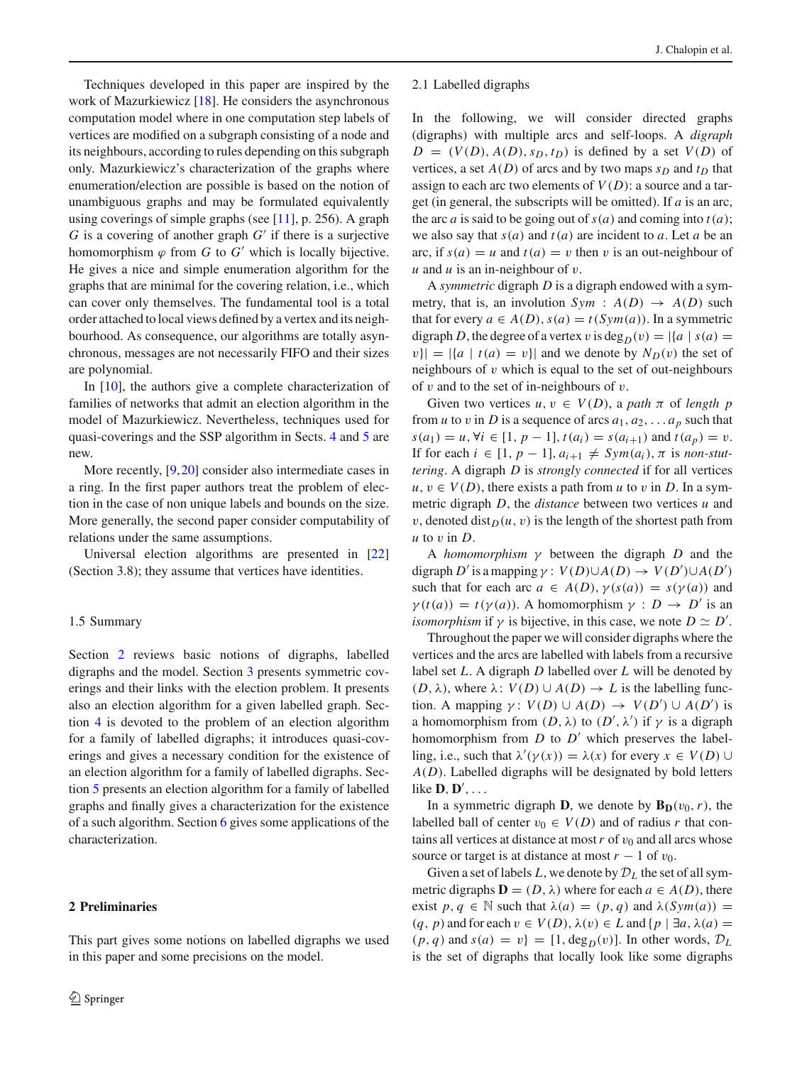Techniques developed in this paper are inspired by the work of Mazurkiewicz [18]. He considers the asynchronous computation model where in one computation step labels of vertices are modified on a subgraph consisting of a node and its neighbours, according to rules depending on this subgraph only. Mazurkiewicz's characterization of the graphs where enumeration/election are possible is based on the notion of unambiguous graphs and may be formulated equivalently using coverings of simple graphs (see [11], p. 256). A graph $G$ is a covering of another graph $G'$ if there is a surjective homomorphism $\varphi$ from $G$ to $G'$ which is locally bijective. He gives a nice and simple enumeration algorithm for the graphs that are minimal for the covering relation, i.e., which can cover only themselves. The fundamental tool is a total order attached to local views defined by a vertex and its neighbourhood. As consequence, our algorithms are totally asynchronous, messages are not necessarily FIFO and their sizes are polynomial.

In [10], the authors give a complete characterization of families of networks that admit an election algorithm in the model of Mazurkiewicz. Nevertheless, techniques used for quasi-coverings and the SSP algorithm in Sects. 4 and 5 are new.

More recently, [9,20] consider also intermediate cases in a ring. In the first paper authors treat the problem of election in the case of non unique labels and bounds on the size. More generally, the second paper consider computability of relations under the same assumptions.

Universal election algorithms are presented in [22] (Section 3.8); they assume that vertices have identities.

### 1.5 Summary

Section 2 reviews basic notions of digraphs, labelled digraphs and the model. Section 3 presents symmetric coverings and their links with the election problem. It presents also an election algorithm for a given labelled graph. Section 4 is devoted to the problem of an election algorithm for a family of labelled digraphs; it introduces quasi-coverings and gives a necessary condition for the existence of an election algorithm for a family of labelled digraphs. Section 5 presents an election algorithm for a family of labelled graphs and finally gives a characterization for the existence of a such algorithm. Section 6 gives some applications of the characterization.

## 2 Preliminaries

This part gives some notions on labelled digraphs we used in this paper and some precisions on the model.

### 2.1 Labelled digraphs

In the following, we will consider directed graphs (digraphs) with multiple arcs and self-loops. A *digraph* $D = (V(D), A(D), s_D, t_D)$ is defined by a set $V(D)$ of vertices, a set $A(D)$ of arcs and by two maps $s_D$ and $t_D$ that assign to each arc two elements of $V(D)$: a source and a target (in general, the subscripts will be omitted). If $a$ is an arc, the arc $a$ is said to be going out of $s(a)$ and coming into $t(a)$; we also say that $s(a)$ and $t(a)$ are incident to $a$. Let $a$ be an arc, if $s(a) = u$ and $t(a) = v$ then $v$ is an out-neighbour of $u$ and $u$ is an in-neighbour of $v$.

A *symmetric* digraph $D$ is a digraph endowed with a symmetry, that is, an involution $Sym : A(D) \to A(D)$ such that for every $a \in A(D)$, $s(a) = t(Sym(a))$. In a symmetric digraph $D$, the degree of a vertex $v$ is $\deg_D(v) = |\{a \mid s(a) = v\}| = |\{a \mid t(a) = v\}|$ and we denote by $N_D(v)$ the set of neighbours of $v$ which is equal to the set of out-neighbours of $v$ and to the set of in-neighbours of $v$.

Given two vertices $u, v \in V(D)$, a *path* $\pi$ of *length* $p$ from $u$ to $v$ in $D$ is a sequence of arcs $a_1, a_2, \ldots a_p$ such that $s(a_1) = u, \forall i \in [1, p-1], t(a_i) = s(a_{i+1})$ and $t(a_p) = v$. If for each $i \in [1, p-1]$, $a_{i+1} \neq Sym(a_i)$, $\pi$ is *non-stuttering*. A digraph $D$ is *strongly connected* if for all vertices $u, v \in V(D)$, there exists a path from $u$ to $v$ in $D$. In a symmetric digraph $D$, the *distance* between two vertices $u$ and $v$, denoted $\text{dist}_D(u, v)$ is the length of the shortest path from $u$ to $v$ in $D$.

A *homomorphism* $\gamma$ between the digraph $D$ and the digraph $D'$ is a mapping $\gamma : V(D) \cup A(D) \to V(D') \cup A(D')$ such that for each arc $a \in A(D)$, $\gamma(s(a)) = s(\gamma(a))$ and $\gamma(t(a)) = t(\gamma(a))$. A homomorphism $\gamma : D \to D'$ is an *isomorphism* if $\gamma$ is bijective, in this case, we note $D \simeq D'$.

Throughout the paper we will consider digraphs where the vertices and the arcs are labelled with labels from a recursive label set $L$. A digraph $D$ labelled over $L$ will be denoted by $(D, \lambda)$, where $\lambda : V(D) \cup A(D) \to L$ is the labelling function. A mapping $\gamma : V(D) \cup A(D) \to V(D') \cup A(D')$ is a homomorphism from $(D, \lambda)$ to $(D', \lambda')$ if $\gamma$ is a digraph homomorphism from $D$ to $D'$ which preserves the labelling, i.e., such that $\lambda'(\gamma(x)) = \lambda(x)$ for every $x \in V(D) \cup A(D)$. Labelled digraphs will be designated by bold letters like $\mathbf{D}, \mathbf{D}', \ldots$

In a symmetric digraph $\mathbf{D}$, we denote by $\mathbf{B}_{\mathbf{D}}(v_0, r)$, the labelled ball of center $v_0 \in V(D)$ and of radius $r$ that contains all vertices at distance at most $r$ of $v_0$ and all arcs whose source or target is at distance at most $r - 1$ of $v_0$.

Given a set of labels $L$, we denote by $\mathcal{D}_L$ the set of all symmetric digraphs $\mathbf{D} = (D, \lambda)$ where for each $a \in A(D)$, there exist $p, q \in \mathbb{N}$ such that $\lambda(a) = (p, q)$ and $\lambda(Sym(a)) = (q, p)$ and for each $v \in V(D)$, $\lambda(v) \in L$ and $\{p \mid \exists a, \lambda(a) = (p, q)$ and $s(a) = v\} = [1, \deg_D(v)]$. In other words, $\mathcal{D}_L$ is the set of digraphs that locally look like some digraphs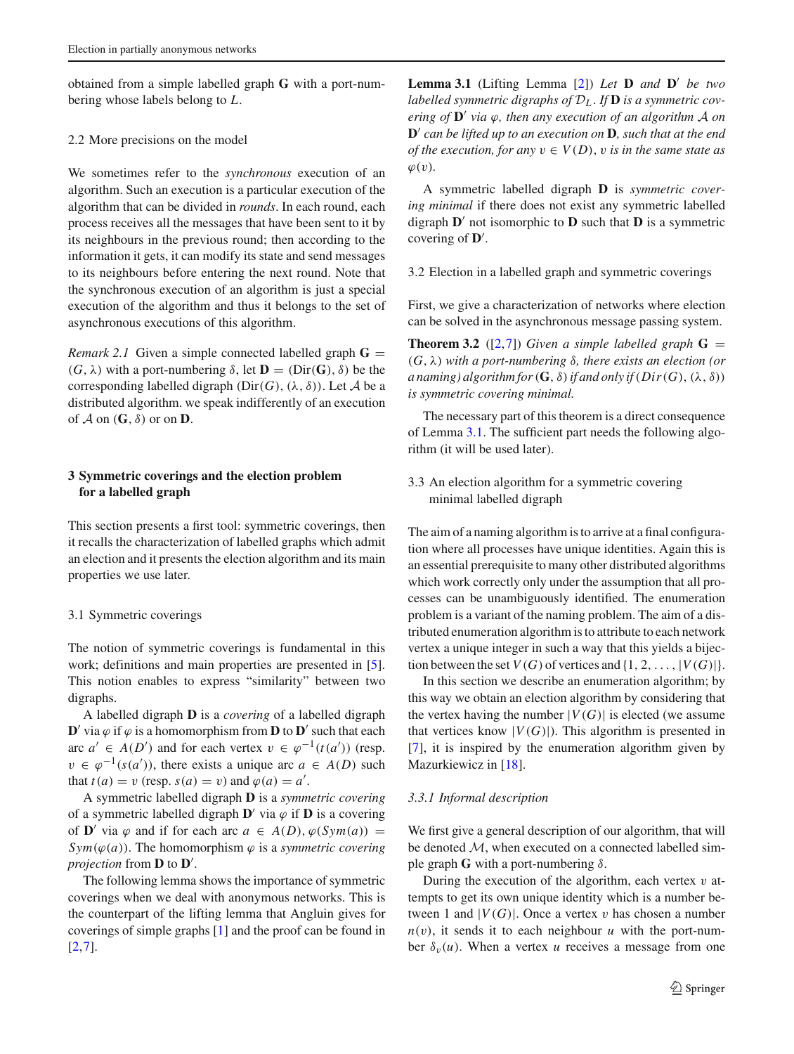obtained from a simple labelled graph **G** with a port-numbering whose labels belong to $L$.

### 2.2 More precisions on the model

We sometimes refer to the *synchronous* execution of an algorithm. Such an execution is a particular execution of the algorithm that can be divided in *rounds*. In each round, each process receives all the messages that have been sent to it by its neighbours in the previous round; then according to the information it gets, it can modify its state and send messages to its neighbours before entering the next round. Note that the synchronous execution of an algorithm is just a special execution of the algorithm and thus it belongs to the set of asynchronous executions of this algorithm.

*Remark 2.1* Given a simple connected labelled graph $\mathbf{G} = (G, \lambda)$ with a port-numbering $\delta$, let $\mathbf{D} = (\mathrm{Dir}(\mathbf{G}), \delta)$ be the corresponding labelled digraph $(\mathrm{Dir}(G), (\lambda, \delta))$. Let $\mathcal{A}$ be a distributed algorithm. we speak indifferently of an execution of $\mathcal{A}$ on $(\mathbf{G}, \delta)$ or on $\mathbf{D}$.

## 3 Symmetric coverings and the election problem for a labelled graph

This section presents a first tool: symmetric coverings, then it recalls the characterization of labelled graphs which admit an election and it presents the election algorithm and its main properties we use later.

### 3.1 Symmetric coverings

The notion of symmetric coverings is fundamental in this work; definitions and main properties are presented in [5]. This notion enables to express "similarity" between two digraphs.

A labelled digraph $\mathbf{D}$ is a *covering* of a labelled digraph $\mathbf{D}'$ via $\varphi$ if $\varphi$ is a homomorphism from $\mathbf{D}$ to $\mathbf{D}'$ such that each arc $a' \in A(D')$ and for each vertex $v \in \varphi^{-1}(t(a'))$ (resp. $v \in \varphi^{-1}(s(a'))$, there exists a unique arc $a \in A(D)$ such that $t(a) = v$ (resp. $s(a) = v$) and $\varphi(a) = a'$.

A symmetric labelled digraph $\mathbf{D}$ is a *symmetric covering* of a symmetric labelled digraph $\mathbf{D}'$ via $\varphi$ if $\mathbf{D}$ is a covering of $\mathbf{D}'$ via $\varphi$ and if for each arc $a \in A(D), \varphi(Sym(a)) = Sym(\varphi(a))$. The homomorphism $\varphi$ is a *symmetric covering projection* from $\mathbf{D}$ to $\mathbf{D}'$.

The following lemma shows the importance of symmetric coverings when we deal with anonymous networks. This is the counterpart of the lifting lemma that Angluin gives for coverings of simple graphs [1] and the proof can be found in [2,7].

**Lemma 3.1** (Lifting Lemma [2]) *Let* $\mathbf{D}$ *and* $\mathbf{D}'$ *be two labelled symmetric digraphs of* $\mathcal{D}_L$*. If* $\mathbf{D}$ *is a symmetric covering of* $\mathbf{D}'$ *via* $\varphi$*, then any execution of an algorithm* $\mathcal{A}$ *on* $\mathbf{D}'$ *can be lifted up to an execution on* $\mathbf{D}$*, such that at the end of the execution, for any* $v \in V(D)$*,* $v$ *is in the same state as* $\varphi(v)$*.*

A symmetric labelled digraph $\mathbf{D}$ is *symmetric covering minimal* if there does not exist any symmetric labelled digraph $\mathbf{D}'$ not isomorphic to $\mathbf{D}$ such that $\mathbf{D}$ is a symmetric covering of $\mathbf{D}'$.

### 3.2 Election in a labelled graph and symmetric coverings

First, we give a characterization of networks where election can be solved in the asynchronous message passing system.

**Theorem 3.2** ([2,7]) *Given a simple labelled graph* $\mathbf{G} = (G, \lambda)$ *with a port-numbering* $\delta$*, there exists an election (or a naming) algorithm for* $(\mathbf{G}, \delta)$ *if and only if* $(Dir(G), (\lambda, \delta))$ *is symmetric covering minimal.*

The necessary part of this theorem is a direct consequence of Lemma 3.1. The sufficient part needs the following algorithm (it will be used later).

### 3.3 An election algorithm for a symmetric covering minimal labelled digraph

The aim of a naming algorithm is to arrive at a final configuration where all processes have unique identities. Again this is an essential prerequisite to many other distributed algorithms which work correctly only under the assumption that all processes can be unambiguously identified. The enumeration problem is a variant of the naming problem. The aim of a distributed enumeration algorithm is to attribute to each network vertex a unique integer in such a way that this yields a bijection between the set $V(G)$ of vertices and $\{1, 2, \ldots, |V(G)|\}$.

In this section we describe an enumeration algorithm; by this way we obtain an election algorithm by considering that the vertex having the number $|V(G)|$ is elected (we assume that vertices know $|V(G)|$). This algorithm is presented in [7], it is inspired by the enumeration algorithm given by Mazurkiewicz in [18].

#### *3.3.1 Informal description*

We first give a general description of our algorithm, that will be denoted $\mathcal{M}$, when executed on a connected labelled simple graph $\mathbf{G}$ with a port-numbering $\delta$.

During the execution of the algorithm, each vertex $v$ attempts to get its own unique identity which is a number between 1 and $|V(G)|$. Once a vertex $v$ has chosen a number $n(v)$, it sends it to each neighbour $u$ with the port-number $\delta_v(u)$. When a vertex $u$ receives a message from one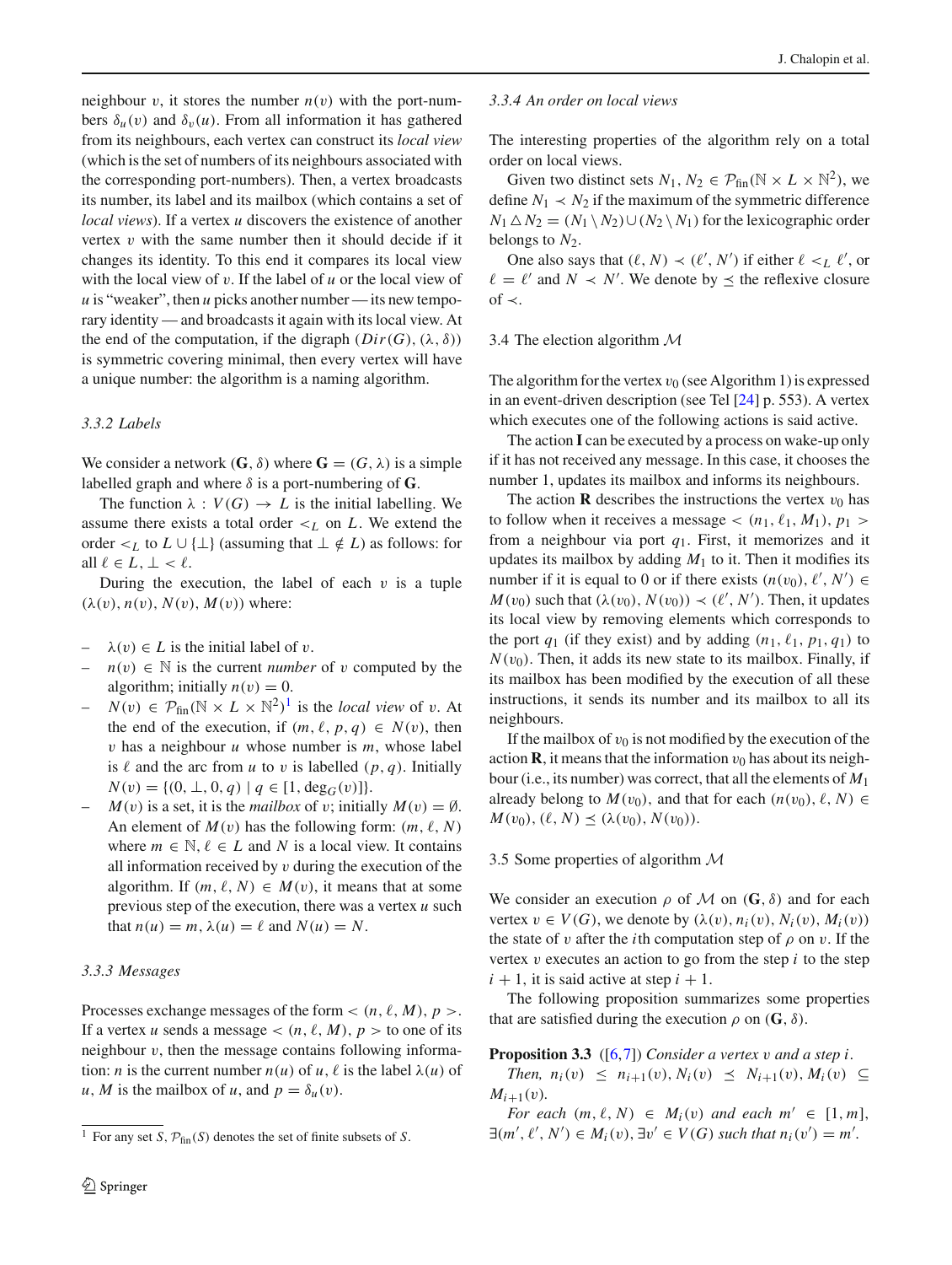neighbour $v$, it stores the number $n(v)$ with the port-numbers $\delta_u(v)$ and $\delta_v(u)$. From all information it has gathered from its neighbours, each vertex can construct its *local view* (which is the set of numbers of its neighbours associated with the corresponding port-numbers). Then, a vertex broadcasts its number, its label and its mailbox (which contains a set of *local views*). If a vertex $u$ discovers the existence of another vertex $v$ with the same number then it should decide if it changes its identity. To this end it compares its local view with the local view of $v$. If the label of $u$ or the local view of $u$ is "weaker", then $u$ picks another number — its new temporary identity — and broadcasts it again with its local view. At the end of the computation, if the digraph $(Dir(G), (\lambda, \delta))$ is symmetric covering minimal, then every vertex will have a unique number: the algorithm is a naming algorithm.

#### 3.3.2 Labels

We consider a network $(\mathbf{G}, \delta)$ where $\mathbf{G} = (G, \lambda)$ is a simple labelled graph and where $\delta$ is a port-numbering of $\mathbf{G}$.

The function $\lambda : V(G) \to L$ is the initial labelling. We assume there exists a total order $<_L$ on $L$. We extend the order $<_L$ to $L \cup \{\bot\}$ (assuming that $\bot \notin L$) as follows: for all $\ell \in L$, $\bot < \ell$.

During the execution, the label of each $v$ is a tuple $(\lambda(v), n(v), N(v), M(v))$ where:

- $\lambda(v) \in L$ is the initial label of $v$.
- $n(v) \in \mathbb{N}$ is the current *number* of $v$ computed by the algorithm; initially $n(v) = 0$.
- $N(v) \in \mathcal{P}_{\text{fin}}(\mathbb{N} \times L \times \mathbb{N}^2)$[1] is the *local view* of $v$. At the end of the execution, if $(m, \ell, p, q) \in N(v)$, then $v$ has a neighbour $u$ whose number is $m$, whose label is $\ell$ and the arc from $u$ to $v$ is labelled $(p, q)$. Initially $N(v) = \{(0, \bot, 0, q) \mid q \in [1, \deg_G(v)]\}$.
- $M(v)$ is a set, it is the *mailbox* of $v$; initially $M(v) = \emptyset$. An element of $M(v)$ has the following form: $(m, \ell, N)$ where $m \in \mathbb{N}$, $\ell \in L$ and $N$ is a local view. It contains all information received by $v$ during the execution of the algorithm. If $(m, \ell, N) \in M(v)$, it means that at some previous step of the execution, there was a vertex $u$ such that $n(u) = m$, $\lambda(u) = \ell$ and $N(u) = N$.

#### 3.3.3 Messages

Processes exchange messages of the form $< (n, \ell, M), p >$. If a vertex $u$ sends a message $< (n, \ell, M), p >$ to one of its neighbour $v$, then the message contains following information: $n$ is the current number $n(u)$ of $u$, $\ell$ is the label $\lambda(u)$ of $u$, $M$ is the mailbox of $u$, and $p = \delta_u(v)$.

#### 3.3.4 An order on local views

The interesting properties of the algorithm rely on a total order on local views.

Given two distinct sets $N_1, N_2 \in \mathcal{P}_{\text{fin}}(\mathbb{N} \times L \times \mathbb{N}^2)$, we define $N_1 \prec N_2$ if the maximum of the symmetric difference $N_1 \triangle N_2 = (N_1 \setminus N_2) \cup (N_2 \setminus N_1)$ for the lexicographic order belongs to $N_2$.

One also says that $(\ell, N) \prec (\ell', N')$ if either $\ell <_L \ell'$, or $\ell = \ell'$ and $N \prec N'$. We denote by $\preceq$ the reflexive closure of $\prec$.

### 3.4 The election algorithm $\mathcal{M}$

The algorithm for the vertex $v_0$ (see Algorithm 1) is expressed in an event-driven description (see Tel [24] p. 553). A vertex which executes one of the following actions is said active.

The action **I** can be executed by a process on wake-up only if it has not received any message. In this case, it chooses the number 1, updates its mailbox and informs its neighbours.

The action **R** describes the instructions the vertex $v_0$ has to follow when it receives a message $< (n_1, \ell_1, M_1), p_1 >$ from a neighbour via port $q_1$. First, it memorizes and it updates its mailbox by adding $M_1$ to it. Then it modifies its number if it is equal to 0 or if there exists $(n(v_0), \ell', N') \in M(v_0)$ such that $(\lambda(v_0), N(v_0)) \prec (\ell', N')$. Then, it updates its local view by removing elements which corresponds to the port $q_1$ (if they exist) and by adding $(n_1, \ell_1, p_1, q_1)$ to $N(v_0)$. Then, it adds its new state to its mailbox. Finally, if its mailbox has been modified by the execution of all these instructions, it sends its number and its mailbox to all its neighbours.

If the mailbox of $v_0$ is not modified by the execution of the action **R**, it means that the information $v_0$ has about its neighbour (i.e., its number) was correct, that all the elements of $M_1$ already belong to $M(v_0)$, and that for each $(n(v_0), \ell, N) \in M(v_0)$, $(\ell, N) \preceq (\lambda(v_0), N(v_0))$.

### 3.5 Some properties of algorithm $\mathcal{M}$

We consider an execution $\rho$ of $\mathcal{M}$ on $(\mathbf{G}, \delta)$ and for each vertex $v \in V(G)$, we denote by $(\lambda(v), n_i(v), N_i(v), M_i(v))$ the state of $v$ after the $i$th computation step of $\rho$ on $v$. If the vertex $v$ executes an action to go from the step $i$ to the step $i + 1$, it is said active at step $i + 1$.

The following proposition summarizes some properties that are satisfied during the execution $\rho$ on $(\mathbf{G}, \delta)$.

**Proposition 3.3** ([6,7]) *Consider a vertex $v$ and a step $i$.*

*Then, $n_i(v) \leq n_{i+1}(v)$, $N_i(v) \preceq N_{i+1}(v)$, $M_i(v) \subseteq M_{i+1}(v)$.*

*For each $(m, \ell, N) \in M_i(v)$ and each $m' \in [1, m]$, $\exists (m', \ell', N') \in M_i(v)$, $\exists v' \in V(G)$ such that $n_i(v') = m'$.*

[1] For any set $S$, $\mathcal{P}_{\text{fin}}(S)$ denotes the set of finite subsets of $S$.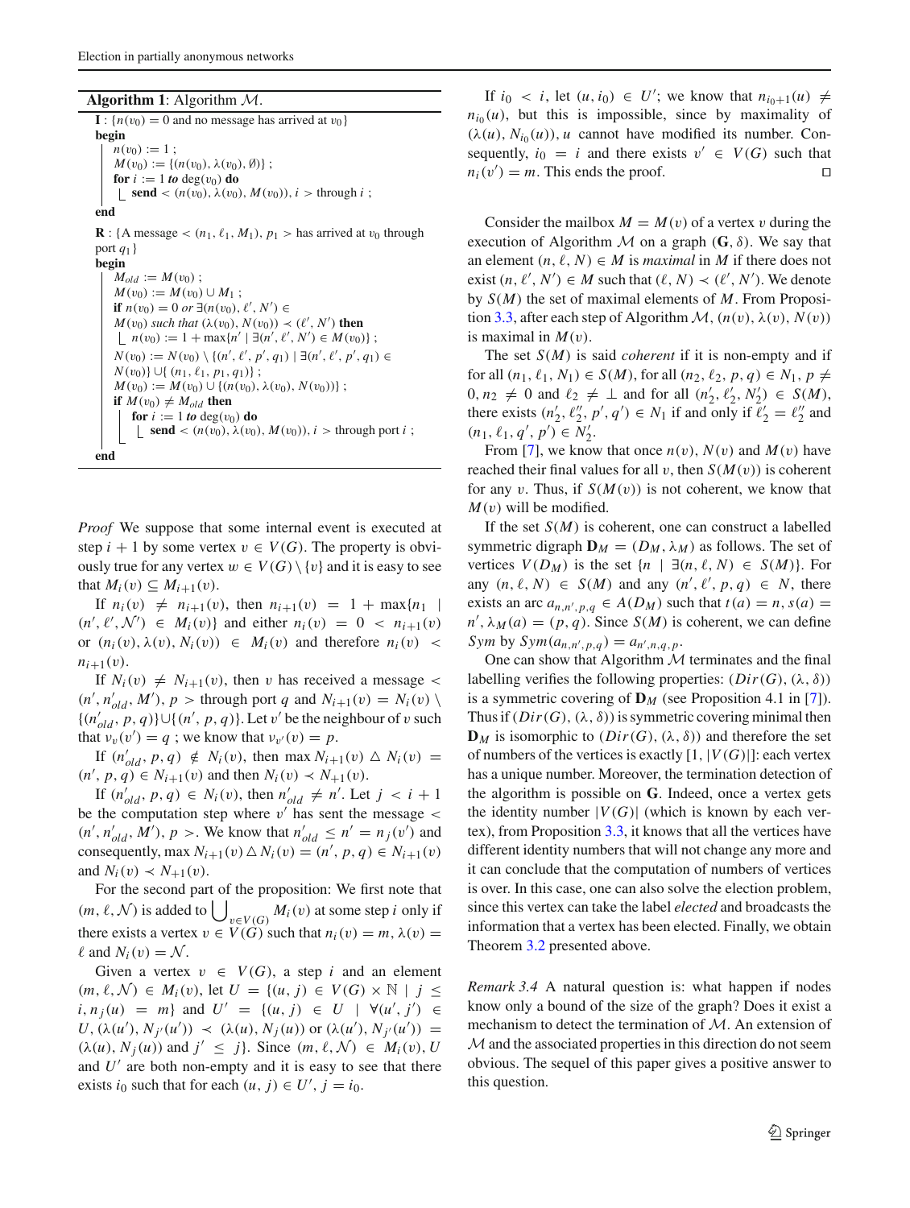**Algorithm 1**: Algorithm $\mathcal{M}$.

```
I : {n(v0) = 0 and no message has arrived at v0}
begin
    n(v0) := 1 ;
    M(v0) := {(n(v0), λ(v0), ∅)} ;
    for i := 1 to deg(v0) do
        send < (n(v0), λ(v0), M(v0)), i > through i ;
end

R : {A message < (n1, ℓ1, M1), p1 > has arrived at v0 through
port q1}
begin
    Mold := M(v0) ;
    M(v0) := M(v0) ∪ M1 ;
    if n(v0) = 0 or ∃(n(v0), ℓ', N') ∈
    M(v0) such that (λ(v0), N(v0)) ≺ (ℓ', N') then
        n(v0) := 1 + max{n' | ∃(n', ℓ', N') ∈ M(v0)} ;
    N(v0) := N(v0) \ {(n', ℓ', p', q1) | ∃(n', ℓ', p', q1) ∈
    N(v0)} ∪{ (n1, ℓ1, p1, q1)} ;
    M(v0) := M(v0) ∪ {(n(v0), λ(v0), N(v0))} ;
    if M(v0) ≠ Mold then
        for i := 1 to deg(v0) do
            send < (n(v0), λ(v0), M(v0)), i > through port i ;
end
```

*Proof* We suppose that some internal event is executed at step $i+1$ by some vertex $v \in V(G)$. The property is obviously true for any vertex $w \in V(G) \setminus \{v\}$ and it is easy to see that $M_i(v) \subseteq M_{i+1}(v)$.

If $n_i(v) \neq n_{i+1}(v)$, then $n_{i+1}(v) = 1 + \max\{n_1 \mid (n', \ell', \mathcal{N}') \in M_i(v)\}$ and either $n_i(v) = 0 < n_{i+1}(v)$ or $(n_i(v), \lambda(v), N_i(v)) \in M_i(v)$ and therefore $n_i(v) < n_{i+1}(v)$.

If $N_i(v) \neq N_{i+1}(v)$, then $v$ has received a message $< (n', n'_{old}, M'), p >$ through port $q$ and $N_{i+1}(v) = N_i(v) \setminus \{(n'_{old}, p, q)\} \cup \{(n', p, q)\}$. Let $v'$ be the neighbour of $v$ such that $\nu_v(v') = q$ ; we know that $\nu_{v'}(v) = p$.

If $(n'_{old}, p, q) \notin N_i(v)$, then $\max N_{i+1}(v) \bigtriangleup N_i(v) = (n', p, q) \in N_{i+1}(v)$ and then $N_i(v) \prec N_{+1}(v)$.

If $(n'_{old}, p, q) \in N_i(v)$, then $n'_{old} \neq n'$. Let $j < i+1$ be the computation step where $v'$ has sent the message $< (n', n'_{old}, M'), p >$. We know that $n'_{old} \leq n' = n_j(v')$ and consequently, $\max N_{i+1}(v) \bigtriangleup N_i(v) = (n', p, q) \in N_{i+1}(v)$ and $N_i(v) \prec N_{+1}(v)$.

For the second part of the proposition: We first note that $(m, \ell, \mathcal{N})$ is added to $\bigcup_{v \in V(G)} M_i(v)$ at some step $i$ only if there exists a vertex $v \in V(G)$ such that $n_i(v) = m$, $\lambda(v) = \ell$ and $N_i(v) = \mathcal{N}$.

Given a vertex $v \in V(G)$, a step $i$ and an element $(m, \ell, \mathcal{N}) \in M_i(v)$, let $U = \{(u, j) \in V(G) \times \mathbb{N} \mid j \leq i, n_j(u) = m\}$ and $U' = \{(u, j) \in U \mid \forall (u', j') \in U, (\lambda(u'), N_{j'}(u')) \prec (\lambda(u), N_j(u))$ or $(\lambda(u'), N_{j'}(u')) = (\lambda(u), N_j(u))$ and $j' \leq j\}$. Since $(m, \ell, \mathcal{N}) \in M_i(v)$, $U$ and $U'$ are both non-empty and it is easy to see that there exists $i_0$ such that for each $(u, j) \in U'$, $j = i_0$.

If $i_0 < i$, let $(u, i_0) \in U'$; we know that $n_{i_0+1}(u) \neq n_{i_0}(u)$, but this is impossible, since by maximality of $(\lambda(u), N_{i_0}(u))$, $u$ cannot have modified its number. Consequently, $i_0 = i$ and there exists $v' \in V(G)$ such that $n_i(v') = m$. This ends the proof. $\square$

Consider the mailbox $M = M(v)$ of a vertex $v$ during the execution of Algorithm $\mathcal{M}$ on a graph $(\mathbf{G}, \delta)$. We say that an element $(n, \ell, N) \in M$ is *maximal* in $M$ if there does not exist $(n, \ell', N') \in M$ such that $(\ell, N) \prec (\ell', N')$. We denote by $S(M)$ the set of maximal elements of $M$. From Proposition 3.3, after each step of Algorithm $\mathcal{M}$, $(n(v), \lambda(v), N(v))$ is maximal in $M(v)$.

The set $S(M)$ is said *coherent* if it is non-empty and if for all $(n_1, \ell_1, N_1) \in S(M)$, for all $(n_2, \ell_2, p, q) \in N_1$, $p \neq 0$, $n_2 \neq 0$ and $\ell_2 \neq \perp$ and for all $(n'_2, \ell'_2, N'_2) \in S(M)$, there exists $(n'_2, \ell''_2, p', q') \in N_1$ if and only if $\ell'_2 = \ell''_2$ and $(n_1, \ell_1, q', p') \in N'_2$.

From [7], we know that once $n(v)$, $N(v)$ and $M(v)$ have reached their final values for all $v$, then $S(M(v))$ is coherent for any $v$. Thus, if $S(M(v))$ is not coherent, we know that $M(v)$ will be modified.

If the set $S(M)$ is coherent, one can construct a labelled symmetric digraph $\mathbf{D}_M = (D_M, \lambda_M)$ as follows. The set of vertices $V(D_M)$ is the set $\{n \mid \exists (n, \ell, N) \in S(M)\}$. For any $(n, \ell, N) \in S(M)$ and any $(n', \ell', p, q) \in N$, there exists an arc $a_{n,n',p,q} \in A(D_M)$ such that $t(a) = n$, $s(a) = n'$, $\lambda_M(a) = (p, q)$. Since $S(M)$ is coherent, we can define $Sym$ by $Sym(a_{n,n',p,q}) = a_{n',n,q,p}$.

One can show that Algorithm $\mathcal{M}$ terminates and the final labelling verifies the following properties: $(Dir(G), (\lambda, \delta))$ is a symmetric covering of $\mathbf{D}_M$ (see Proposition 4.1 in [7]). Thus if $(Dir(G), (\lambda, \delta))$ is symmetric covering minimal then $\mathbf{D}_M$ is isomorphic to $(Dir(G), (\lambda, \delta))$ and therefore the set of numbers of the vertices is exactly $[1, |V(G)|]$: each vertex has a unique number. Moreover, the termination detection of the algorithm is possible on $\mathbf{G}$. Indeed, once a vertex gets the identity number $|V(G)|$ (which is known by each vertex), from Proposition 3.3, it knows that all the vertices have different identity numbers that will not change any more and it can conclude that the computation of numbers of vertices is over. In this case, one can also solve the election problem, since this vertex can take the label *elected* and broadcasts the information that a vertex has been elected. Finally, we obtain Theorem 3.2 presented above.

*Remark 3.4* A natural question is: what happen if nodes know only a bound of the size of the graph? Does it exist a mechanism to detect the termination of $\mathcal{M}$. An extension of $\mathcal{M}$ and the associated properties in this direction do not seem obvious. The sequel of this paper gives a positive answer to this question.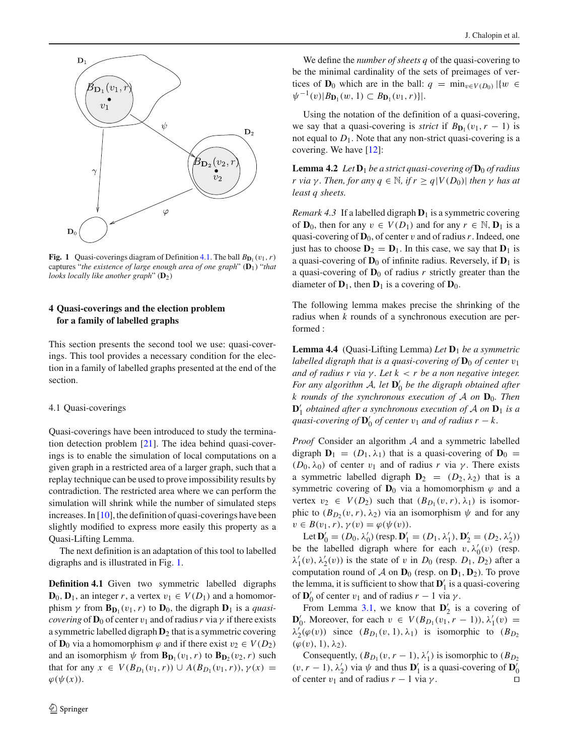**Fig. 1** Quasi-coverings diagram of Definition 4.1. The ball $B_{\mathbf{D}_1}(v_1, r)$ captures "*the existence of large enough area of one graph*" ($\mathbf{D}_1$) "*that looks locally like another graph*" ($\mathbf{D}_2$)

## 4 Quasi-coverings and the election problem for a family of labelled graphs

This section presents the second tool we use: quasi-coverings. This tool provides a necessary condition for the election in a family of labelled graphs presented at the end of the section.

### 4.1 Quasi-coverings

Quasi-coverings have been introduced to study the termination detection problem [21]. The idea behind quasi-coverings is to enable the simulation of local computations on a given graph in a restricted area of a larger graph, such that a replay technique can be used to prove impossibility results by contradiction. The restricted area where we can perform the simulation will shrink while the number of simulated steps increases. In [10], the definition of quasi-coverings have been slightly modified to express more easily this property as a Quasi-Lifting Lemma.

The next definition is an adaptation of this tool to labelled digraphs and is illustrated in Fig. 1.

**Definition 4.1** Given two symmetric labelled digraphs $\mathbf{D}_0, \mathbf{D}_1$, an integer $r$, a vertex $v_1 \in V(D_1)$ and a homomorphism $\gamma$ from $\mathbf{B}_{\mathbf{D}_1}(v_1, r)$ to $\mathbf{D}_0$, the digraph $\mathbf{D}_1$ is a *quasi-covering* of $\mathbf{D}_0$ of center $v_1$ and of radius $r$ via $\gamma$ if there exists a symmetric labelled digraph $\mathbf{D}_2$ that is a symmetric covering of $\mathbf{D}_0$ via a homomorphism $\varphi$ and if there exist $v_2 \in V(D_2)$ and an isomorphism $\psi$ from $\mathbf{B}_{\mathbf{D}_1}(v_1, r)$ to $\mathbf{B}_{\mathbf{D}_2}(v_2, r)$ such that for any $x \in V(B_{D_1}(v_1, r)) \cup A(B_{D_1}(v_1, r))$, $\gamma(x) = \varphi(\psi(x))$.

We define the *number of sheets* $q$ of the quasi-covering to be the minimal cardinality of the sets of preimages of vertices of $\mathbf{D}_0$ which are in the ball: $q = \min_{v \in V(D_0)} |\{w \in \psi^{-1}(v) | B_{\mathbf{D}_1}(w, 1) \subset B_{\mathbf{D}_1}(v_1, r)\}|$.

Using the notation of the definition of a quasi-covering, we say that a quasi-covering is *strict* if $B_{\mathbf{D}_1}(v_1, r-1)$ is not equal to $D_1$. Note that any non-strict quasi-covering is a covering. We have [12]:

**Lemma 4.2** *Let* $\mathbf{D}_1$ *be a strict quasi-covering of* $\mathbf{D}_0$ *of radius* $r$ *via* $\gamma$. *Then, for any* $q \in \mathbb{N}$, *if* $r \geq q|V(D_0)|$ *then* $\gamma$ *has at least* $q$ *sheets.*

*Remark 4.3* If a labelled digraph $\mathbf{D}_1$ is a symmetric covering of $\mathbf{D}_0$, then for any $v \in V(D_1)$ and for any $r \in \mathbb{N}$, $\mathbf{D}_1$ is a quasi-covering of $\mathbf{D}_0$, of center $v$ and of radius $r$. Indeed, one just has to choose $\mathbf{D}_2 = \mathbf{D}_1$. In this case, we say that $\mathbf{D}_1$ is a quasi-covering of $\mathbf{D}_0$ of infinite radius. Reversely, if $\mathbf{D}_1$ is a quasi-covering of $\mathbf{D}_0$ of radius $r$ strictly greater than the diameter of $\mathbf{D}_1$, then $\mathbf{D}_1$ is a covering of $\mathbf{D}_0$.

The following lemma makes precise the shrinking of the radius when $k$ rounds of a synchronous execution are performed :

**Lemma 4.4** (Quasi-Lifting Lemma) *Let* $\mathbf{D}_1$ *be a symmetric labelled digraph that is a quasi-covering of* $\mathbf{D}_0$ *of center* $v_1$ *and of radius* $r$ *via* $\gamma$. *Let* $k < r$ *be a non negative integer. For any algorithm* $\mathcal{A}$, *let* $\mathbf{D}_0'$ *be the digraph obtained after* $k$ *rounds of the synchronous execution of* $\mathcal{A}$ *on* $\mathbf{D}_0$. *Then* $\mathbf{D}_1'$ *obtained after a synchronous execution of* $\mathcal{A}$ *on* $\mathbf{D}_1$ *is a quasi-covering of* $\mathbf{D}_0'$ *of center* $v_1$ *and of radius* $r-k$.

*Proof* Consider an algorithm $\mathcal{A}$ and a symmetric labelled digraph $\mathbf{D}_1 = (D_1, \lambda_1)$ that is a quasi-covering of $\mathbf{D}_0 = (D_0, \lambda_0)$ of center $v_1$ and of radius $r$ via $\gamma$. There exists a symmetric labelled digraph $\mathbf{D}_2 = (D_2, \lambda_2)$ that is a symmetric covering of $\mathbf{D}_0$ via a homomorphism $\varphi$ and a vertex $v_2 \in V(D_2)$ such that $(B_{D_1}(v, r), \lambda_1)$ is isomorphic to $(B_{D_2}(v, r), \lambda_2)$ via an isomorphism $\psi$ and for any $v \in B(v_1, r)$, $\gamma(v) = \varphi(\psi(v))$.

Let $\mathbf{D}_0' = (D_0, \lambda_0')$ (resp. $\mathbf{D}_1' = (D_1, \lambda_1')$, $\mathbf{D}_2' = (D_2, \lambda_2')$) be the labelled digraph where for each $v$, $\lambda_0'(v)$ (resp. $\lambda_1'(v)$, $\lambda_2'(v)$) is the state of $v$ in $D_0$ (resp. $D_1$, $D_2$) after a computation round of $\mathcal{A}$ on $\mathbf{D}_0$ (resp. on $\mathbf{D}_1, \mathbf{D}_2$). To prove the lemma, it is sufficient to show that $\mathbf{D}_1'$ is a quasi-covering of $\mathbf{D}_0'$ of center $v_1$ and of radius $r-1$ via $\gamma$.

From Lemma 3.1, we know that $\mathbf{D}_2'$ is a covering of $\mathbf{D}_0'$. Moreover, for each $v \in V(B_{D_1}(v_1, r-1))$, $\lambda_1'(v) = \lambda_2'(\varphi(v))$ since $(B_{D_1}(v, 1), \lambda_1)$ is isomorphic to $(B_{D_2}(\varphi(v), 1), \lambda_2)$.

Consequently, $(B_{D_1}(v, r-1), \lambda_1')$ is isomorphic to $(B_{D_2}(v, r-1), \lambda_2')$ via $\psi$ and thus $\mathbf{D}_1'$ is a quasi-covering of $\mathbf{D}_0'$ of center $v_1$ and of radius $r-1$ via $\gamma$. □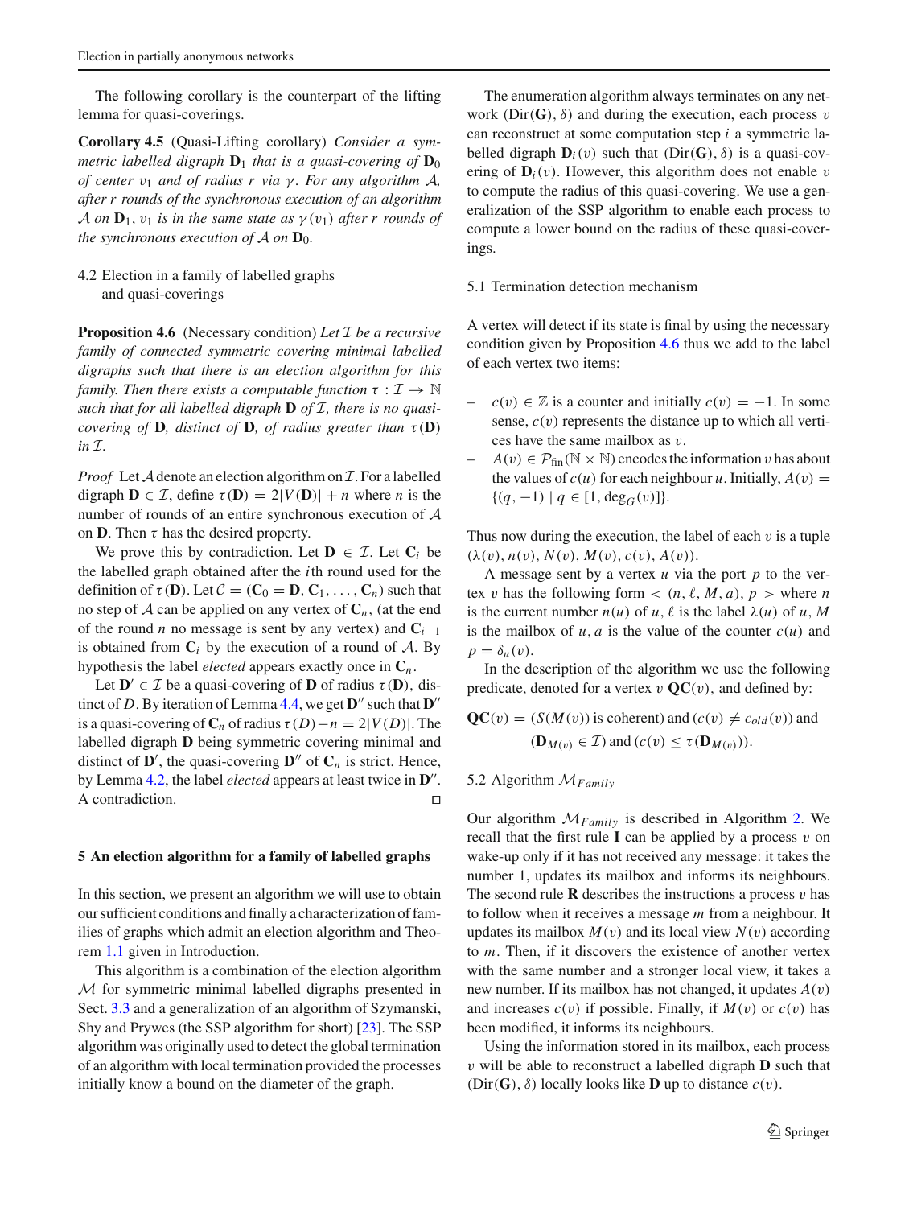The following corollary is the counterpart of the lifting lemma for quasi-coverings.

**Corollary 4.5** (Quasi-Lifting corollary) *Consider a symmetric labelled digraph* $\mathbf{D}_1$ *that is a quasi-covering of* $\mathbf{D}_0$ *of center* $v_1$ *and of radius* $r$ *via* $\gamma$*. For any algorithm* $\mathcal{A}$*, after* $r$ *rounds of the synchronous execution of an algorithm* $\mathcal{A}$ *on* $\mathbf{D}_1$*,* $v_1$ *is in the same state as* $\gamma(v_1)$ *after* $r$ *rounds of the synchronous execution of* $\mathcal{A}$ *on* $\mathbf{D}_0$*.*

### 4.2 Election in a family of labelled graphs and quasi-coverings

**Proposition 4.6** (Necessary condition) *Let* $\mathcal{I}$ *be a recursive family of connected symmetric covering minimal labelled digraphs such that there is an election algorithm for this family. Then there exists a computable function* $\tau : \mathcal{I} \to \mathbb{N}$ *such that for all labelled digraph* $\mathbf{D}$ *of* $\mathcal{I}$*, there is no quasi-covering of* $\mathbf{D}$*, distinct of* $\mathbf{D}$*, of radius greater than* $\tau(\mathbf{D})$ *in* $\mathcal{I}$*.*

*Proof* Let $\mathcal{A}$ denote an election algorithm on $\mathcal{I}$. For a labelled digraph $\mathbf{D} \in \mathcal{I}$, define $\tau(\mathbf{D}) = 2|V(\mathbf{D})| + n$ where $n$ is the number of rounds of an entire synchronous execution of $\mathcal{A}$ on $\mathbf{D}$. Then $\tau$ has the desired property.

We prove this by contradiction. Let $\mathbf{D} \in \mathcal{I}$. Let $\mathbf{C}_i$ be the labelled graph obtained after the $i$th round used for the definition of $\tau(\mathbf{D})$. Let $\mathcal{C} = (\mathbf{C}_0 = \mathbf{D}, \mathbf{C}_1, \ldots, \mathbf{C}_n)$ such that no step of $\mathcal{A}$ can be applied on any vertex of $\mathbf{C}_n$, (at the end of the round $n$ no message is sent by any vertex) and $\mathbf{C}_{i+1}$ is obtained from $\mathbf{C}_i$ by the execution of a round of $\mathcal{A}$. By hypothesis the label *elected* appears exactly once in $\mathbf{C}_n$.

Let $\mathbf{D}' \in \mathcal{I}$ be a quasi-covering of $\mathbf{D}$ of radius $\tau(\mathbf{D})$, distinct of $D$. By iteration of Lemma 4.4, we get $\mathbf{D}''$ such that $\mathbf{D}''$ is a quasi-covering of $\mathbf{C}_n$ of radius $\tau(D) - n = 2|V(D)|$. The labelled digraph $\mathbf{D}$ being symmetric covering minimal and distinct of $\mathbf{D}'$, the quasi-covering $\mathbf{D}''$ of $\mathbf{C}_n$ is strict. Hence, by Lemma 4.2, the label *elected* appears at least twice in $\mathbf{D}''$. A contradiction. □

## 5 An election algorithm for a family of labelled graphs

In this section, we present an algorithm we will use to obtain our sufficient conditions and finally a characterization of families of graphs which admit an election algorithm and Theorem 1.1 given in Introduction.

This algorithm is a combination of the election algorithm $\mathcal{M}$ for symmetric minimal labelled digraphs presented in Sect. 3.3 and a generalization of an algorithm of Szymanski, Shy and Prywes (the SSP algorithm for short) [23]. The SSP algorithm was originally used to detect the global termination of an algorithm with local termination provided the processes initially know a bound on the diameter of the graph.

The enumeration algorithm always terminates on any network $(\mathrm{Dir}(\mathbf{G}), \delta)$ and during the execution, each process $v$ can reconstruct at some computation step $i$ a symmetric labelled digraph $\mathbf{D}_i(v)$ such that $(\mathrm{Dir}(\mathbf{G}), \delta)$ is a quasi-covering of $\mathbf{D}_i(v)$. However, this algorithm does not enable $v$ to compute the radius of this quasi-covering. We use a generalization of the SSP algorithm to enable each process to compute a lower bound on the radius of these quasi-coverings.

### 5.1 Termination detection mechanism

A vertex will detect if its state is final by using the necessary condition given by Proposition 4.6 thus we add to the label of each vertex two items:

- $c(v) \in \mathbb{Z}$ is a counter and initially $c(v) = -1$. In some sense, $c(v)$ represents the distance up to which all vertices have the same mailbox as $v$.
- $A(v) \in \mathcal{P}_{\text{fin}}(\mathbb{N} \times \mathbb{N})$ encodes the information $v$ has about the values of $c(u)$ for each neighbour $u$. Initially, $A(v) = \{(q, -1) \mid q \in [1, \deg_G(v)]\}$.

Thus now during the execution, the label of each $v$ is a tuple $(\lambda(v), n(v), N(v), M(v), c(v), A(v))$.

A message sent by a vertex $u$ via the port $p$ to the vertex $v$ has the following form $< (n, \ell, M, a), p >$ where $n$ is the current number $n(u)$ of $u$, $\ell$ is the label $\lambda(u)$ of $u$, $M$ is the mailbox of $u$, $a$ is the value of the counter $c(u)$ and $p = \delta_u(v)$.

In the description of the algorithm we use the following predicate, denoted for a vertex $v$ $\mathbf{QC}(v)$, and defined by:

$$\mathbf{QC}(v) = (S(M(v)) \text{ is coherent}) \text{ and } (c(v) \neq c_{old}(v)) \text{ and } (\mathbf{D}_{M(v)} \in \mathcal{I}) \text{ and } (c(v) \leq \tau(\mathbf{D}_{M(v)})).$$

### 5.2 Algorithm $\mathcal{M}_{Family}$

Our algorithm $\mathcal{M}_{Family}$ is described in Algorithm 2. We recall that the first rule **I** can be applied by a process $v$ on wake-up only if it has not received any message: it takes the number 1, updates its mailbox and informs its neighbours. The second rule **R** describes the instructions a process $v$ has to follow when it receives a message $m$ from a neighbour. It updates its mailbox $M(v)$ and its local view $N(v)$ according to $m$. Then, if it discovers the existence of another vertex with the same number and a stronger local view, it takes a new number. If its mailbox has not changed, it updates $A(v)$ and increases $c(v)$ if possible. Finally, if $M(v)$ or $c(v)$ has been modified, it informs its neighbours.

Using the information stored in its mailbox, each process $v$ will be able to reconstruct a labelled digraph $\mathbf{D}$ such that $(\mathrm{Dir}(\mathbf{G}), \delta)$ locally looks like $\mathbf{D}$ up to distance $c(v)$.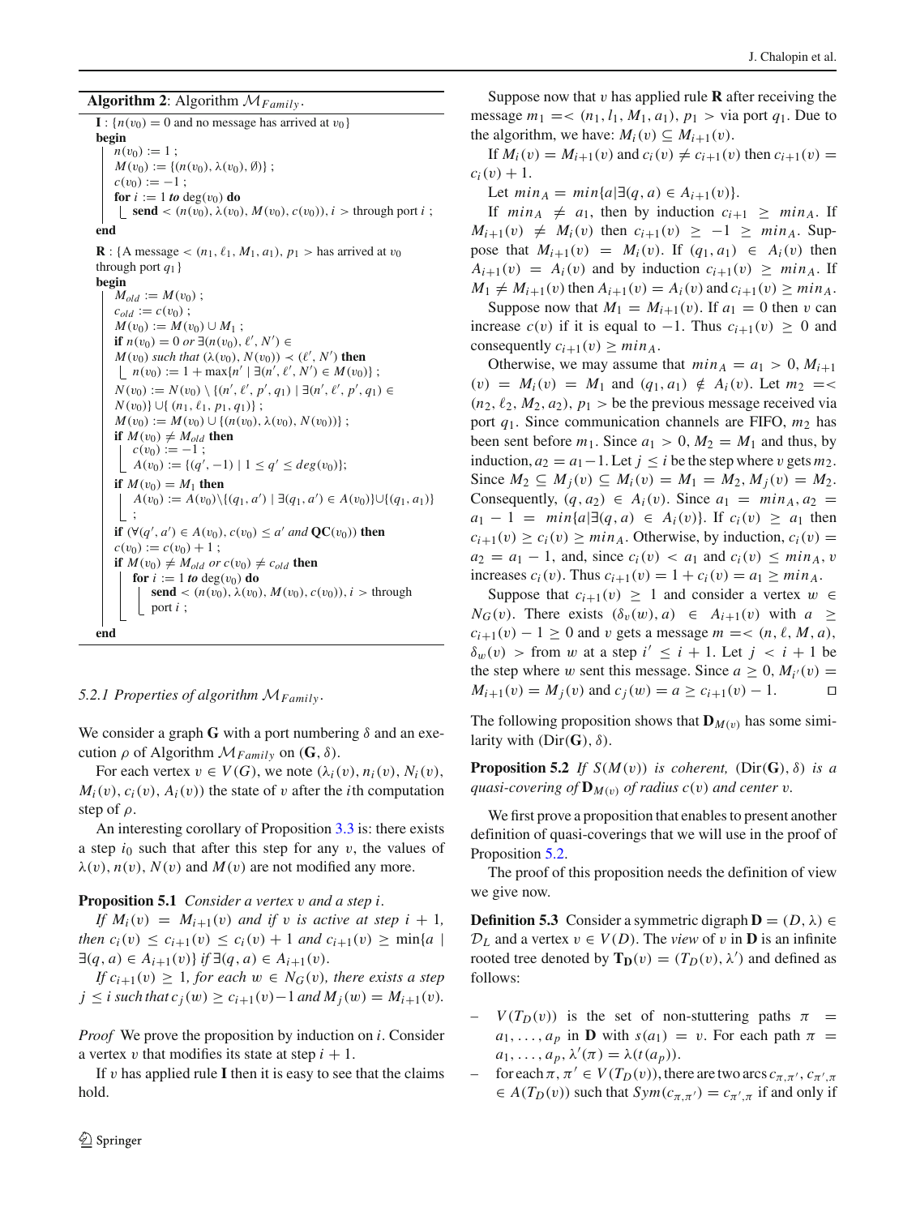**Algorithm 2**: Algorithm $\mathcal{M}_{Family}$.

```
I : {n(v0) = 0 and no message has arrived at v0}
begin
    n(v0) := 1 ;
    M(v0) := {(n(v0), λ(v0), ∅)} ;
    c(v0) := −1 ;
    for i := 1 to deg(v0) do
        send < (n(v0), λ(v0), M(v0), c(v0)), i > through port i ;
end

R : {A message < (n1, ℓ1, M1, a1), p1 > has arrived at v0
through port q1}
begin
    M_old := M(v0) ;
    c_old := c(v0) ;
    M(v0) := M(v0) ∪ M1 ;
    if n(v0) = 0 or ∃(n(v0), ℓ', N') ∈
    M(v0) such that (λ(v0), N(v0)) ≺ (ℓ', N') then
        n(v0) := 1 + max{n' | ∃(n', ℓ', N') ∈ M(v0)} ;
    N(v0) := N(v0) \ {(n', ℓ', p', q1) | ∃(n', ℓ', p', q1) ∈
    N(v0)} ∪{ (n1, ℓ1, p1, q1)} ;
    M(v0) := M(v0) ∪ {(n(v0), λ(v0), N(v0))} ;
    if M(v0) ≠ M_old then
        c(v0) := −1 ;
        A(v0) := {(q', −1) | 1 ≤ q' ≤ deg(v0)};
    if M(v0) = M1 then
        A(v0) := A(v0)\{(q1, a') | ∃(q1, a') ∈ A(v0)}∪{(q1, a1)}
        ;
    if (∀(q', a') ∈ A(v0), c(v0) ≤ a' and QC(v0)) then
    c(v0) := c(v0) + 1 ;
    if M(v0) ≠ M_old or c(v0) ≠ c_old then
        for i := 1 to deg(v0) do
            send < (n(v0), λ(v0), M(v0), c(v0)), i > through
            port i ;
end
```

*5.2.1 Properties of algorithm $\mathcal{M}_{Family}$.*

We consider a graph $\mathbf{G}$ with a port numbering $\delta$ and an execution $\rho$ of Algorithm $\mathcal{M}_{Family}$ on $(\mathbf{G}, \delta)$.

For each vertex $v \in V(G)$, we note $(\lambda_i(v), n_i(v), N_i(v), M_i(v), c_i(v), A_i(v))$ the state of $v$ after the $i$th computation step of $\rho$.

An interesting corollary of Proposition 3.3 is: there exists a step $i_0$ such that after this step for any $v$, the values of $\lambda(v)$, $n(v)$, $N(v)$ and $M(v)$ are not modified any more.

**Proposition 5.1** *Consider a vertex $v$ and a step $i$.*

*If $M_i(v) = M_{i+1}(v)$ and if $v$ is active at step $i+1$, then $c_i(v) \leq c_{i+1}(v) \leq c_i(v)+1$ and $c_{i+1}(v) \geq \min\{a \mid \exists(q, a) \in A_{i+1}(v)\}$ if $\exists(q, a) \in A_{i+1}(v)$.*

*If $c_{i+1}(v) \geq 1$, for each $w \in N_G(v)$, there exists a step $j \leq i$ such that $c_j(w) \geq c_{i+1}(v)-1$ and $M_j(w) = M_{i+1}(v)$.*

*Proof* We prove the proposition by induction on $i$. Consider a vertex $v$ that modifies its state at step $i+1$.

If $v$ has applied rule **I** then it is easy to see that the claims hold.

Suppose now that $v$ has applied rule **R** after receiving the message $m_1 =< (n_1, l_1, M_1, a_1), p_1 >$ via port $q_1$. Due to the algorithm, we have: $M_i(v) \subseteq M_{i+1}(v)$.

If $M_i(v) = M_{i+1}(v)$ and $c_i(v) \neq c_{i+1}(v)$ then $c_{i+1}(v) = c_i(v) + 1$.

Let $min_A = min\{a \mid \exists(q, a) \in A_{i+1}(v)\}$.

If $min_A \neq a_1$, then by induction $c_{i+1} \geq min_A$. If $M_{i+1}(v) \neq M_i(v)$ then $c_{i+1}(v) \geq -1 \geq min_A$. Suppose that $M_{i+1}(v) = M_i(v)$. If $(q_1, a_1) \in A_i(v)$ then $A_{i+1}(v) = A_i(v)$ and by induction $c_{i+1}(v) \geq min_A$. If $M_1 \neq M_{i+1}(v)$ then $A_{i+1}(v) = A_i(v)$ and $c_{i+1}(v) \geq min_A$.

Suppose now that $M_1 = M_{i+1}(v)$. If $a_1 = 0$ then $v$ can increase $c(v)$ if it is equal to $-1$. Thus $c_{i+1}(v) \geq 0$ and consequently $c_{i+1}(v) \geq min_A$.

Otherwise, we may assume that $min_A = a_1 > 0$, $M_{i+1}(v) = M_i(v) = M_1$ and $(q_1, a_1) \notin A_i(v)$. Let $m_2 =< (n_2, \ell_2, M_2, a_2), p_1 >$ be the previous message received via port $q_1$. Since communication channels are FIFO, $m_2$ has been sent before $m_1$. Since $a_1 > 0$, $M_2 = M_1$ and thus, by induction, $a_2 = a_1 - 1$. Let $j \leq i$ be the step where $v$ gets $m_2$. Since $M_2 \subseteq M_j(v) \subseteq M_i(v) = M_1 = M_2$, $M_j(v) = M_2$. Consequently, $(q, a_2) \in A_i(v)$. Since $a_1 = min_A$, $a_2 = a_1 - 1 = min\{a \mid \exists(q, a) \in A_i(v)\}$. If $c_i(v) \geq a_1$ then $c_{i+1}(v) \geq c_i(v) \geq min_A$. Otherwise, by induction, $c_i(v) = a_2 = a_1 - 1$, and, since $c_i(v) < a_1$ and $c_i(v) \leq min_A$, $v$ increases $c_i(v)$. Thus $c_{i+1}(v) = 1 + c_i(v) = a_1 \geq min_A$.

Suppose that $c_{i+1}(v) \geq 1$ and consider a vertex $w \in N_G(v)$. There exists $(\delta_v(w), a) \in A_{i+1}(v)$ with $a \geq c_{i+1}(v) - 1 \geq 0$ and $v$ gets a message $m =< (n, \ell, M, a), \delta_w(v) >$ from $w$ at a step $i' \leq i+1$. Let $j < i+1$ be the step where $w$ sent this message. Since $a \geq 0$, $M_{i'}(v) = M_{i+1}(v) = M_j(v)$ and $c_j(w) = a \geq c_{i+1}(v) - 1$. $\square$

The following proposition shows that $\mathbf{D}_{M(v)}$ has some similarity with $(\mathrm{Dir}(\mathbf{G}), \delta)$.

**Proposition 5.2** *If $S(M(v))$ is coherent, $(\mathrm{Dir}(\mathbf{G}), \delta)$ is a quasi-covering of $\mathbf{D}_{M(v)}$ of radius $c(v)$ and center $v$.*

We first prove a proposition that enables to present another definition of quasi-coverings that we will use in the proof of Proposition 5.2.

The proof of this proposition needs the definition of view we give now.

**Definition 5.3** Consider a symmetric digraph $\mathbf{D} = (D, \lambda) \in \mathcal{D}_L$ and a vertex $v \in V(D)$. The *view* of $v$ in $\mathbf{D}$ is an infinite rooted tree denoted by $\mathbf{T_D}(v) = (T_D(v), \lambda')$ and defined as follows:

- $V(T_D(v))$ is the set of non-stuttering paths $\pi = a_1, \ldots, a_p$ in $\mathbf{D}$ with $s(a_1) = v$. For each path $\pi = a_1, \ldots, a_p$, $\lambda'(\pi) = \lambda(t(a_p))$.
- for each $\pi, \pi' \in V(T_D(v))$, there are two arcs $c_{\pi,\pi'}, c_{\pi',\pi} \in A(T_D(v))$ such that $Sym(c_{\pi,\pi'}) = c_{\pi',\pi}$ if and only if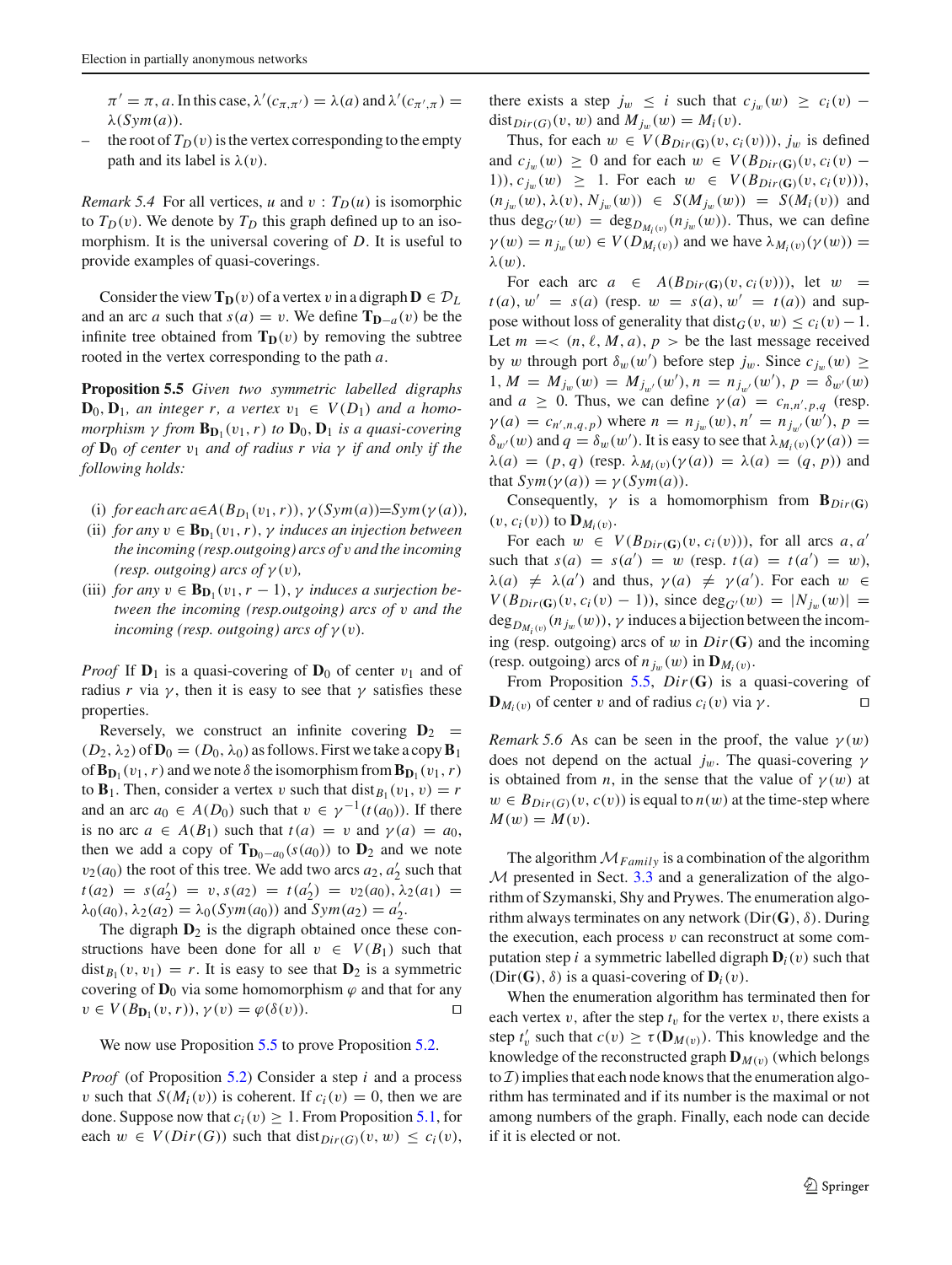$\pi' = \pi, a$. In this case, $\lambda'(c_{\pi,\pi'}) = \lambda(a)$ and $\lambda'(c_{\pi',\pi}) = \lambda(Sym(a))$.

- the root of $T_D(v)$ is the vertex corresponding to the empty path and its label is $\lambda(v)$.

*Remark 5.4* For all vertices, $u$ and $v$ : $T_D(u)$ is isomorphic to $T_D(v)$. We denote by $T_D$ this graph defined up to an isomorphism. It is the universal covering of $D$. It is useful to provide examples of quasi-coverings.

Consider the view $\mathbf{T_D}(v)$ of a vertex $v$ in a digraph $\mathbf{D} \in \mathcal{D}_L$ and an arc $a$ such that $s(a) = v$. We define $\mathbf{T}_{\mathbf{D}-a}(v)$ be the infinite tree obtained from $\mathbf{T_D}(v)$ by removing the subtree rooted in the vertex corresponding to the path $a$.

**Proposition 5.5** *Given two symmetric labelled digraphs $\mathbf{D}_0, \mathbf{D}_1$, an integer $r$, a vertex $v_1 \in V(D_1)$ and a homomorphism $\gamma$ from $\mathbf{B}_{\mathbf{D}_1}(v_1, r)$ to $\mathbf{D}_0$, $\mathbf{D}_1$ is a quasi-covering of $\mathbf{D}_0$ of center $v_1$ and of radius $r$ via $\gamma$ if and only if the following holds:*

(i) *for each arc $a \in A(B_{D_1}(v_1, r))$, $\gamma(Sym(a)) = Sym(\gamma(a))$,*
(ii) *for any $v \in \mathbf{B}_{\mathbf{D}_1}(v_1, r)$, $\gamma$ induces an injection between the incoming (resp. outgoing) arcs of $v$ and the incoming (resp. outgoing) arcs of $\gamma(v)$,*
(iii) *for any $v \in \mathbf{B}_{\mathbf{D}_1}(v_1, r-1)$, $\gamma$ induces a surjection between the incoming (resp. outgoing) arcs of $v$ and the incoming (resp. outgoing) arcs of $\gamma(v)$.*

*Proof* If $\mathbf{D}_1$ is a quasi-covering of $\mathbf{D}_0$ of center $v_1$ and of radius $r$ via $\gamma$, then it is easy to see that $\gamma$ satisfies these properties.

Reversely, we construct an infinite covering $\mathbf{D}_2 = (D_2, \lambda_2)$ of $\mathbf{D}_0 = (D_0, \lambda_0)$ as follows. First we take a copy $\mathbf{B}_1$ of $\mathbf{B}_{\mathbf{D}_1}(v_1, r)$ and we note $\delta$ the isomorphism from $\mathbf{B}_{\mathbf{D}_1}(v_1, r)$ to $\mathbf{B}_1$. Then, consider a vertex $v$ such that $\text{dist}_{B_1}(v_1, v) = r$ and an arc $a_0 \in A(D_0)$ such that $v \in \gamma^{-1}(t(a_0))$. If there is no arc $a \in A(B_1)$ such that $t(a) = v$ and $\gamma(a) = a_0$, then we add a copy of $\mathbf{T}_{\mathbf{D}_0 - a_0}(s(a_0))$ to $\mathbf{D}_2$ and we note $v_2(a_0)$ the root of this tree. We add two arcs $a_2, a'_2$ such that $t(a_2) = s(a'_2) = v, s(a_2) = t(a'_2) = v_2(a_0), \lambda_2(a_1) = \lambda_0(a_0), \lambda_2(a'_2) = \lambda_0(Sym(a_0))$ and $Sym(a_2) = a'_2$.

The digraph $\mathbf{D}_2$ is the digraph obtained once these constructions have been done for all $v \in V(B_1)$ such that $\text{dist}_{B_1}(v, v_1) = r$. It is easy to see that $\mathbf{D}_2$ is a symmetric covering of $\mathbf{D}_0$ via some homomorphism $\varphi$ and that for any $v \in V(B_{\mathbf{D}_1}(v, r))$, $\gamma(v) = \varphi(\delta(v))$. $\square$

We now use Proposition 5.5 to prove Proposition 5.2.

*Proof* (of Proposition 5.2) Consider a step $i$ and a process $v$ such that $S(M_i(v))$ is coherent. If $c_i(v) = 0$, then we are done. Suppose now that $c_i(v) \geq 1$. From Proposition 5.1, for each $w \in V(Dir(G))$ such that $\text{dist}_{Dir(G)}(v, w) \leq c_i(v)$, there exists a step $j_w \leq i$ such that $c_{j_w}(w) \geq c_i(v) - \text{dist}_{Dir(G)}(v, w)$ and $M_{j_w}(w) = M_i(v)$.

Thus, for each $w \in V(B_{Dir(\mathbf{G})}(v, c_i(v)))$, $j_w$ is defined and $c_{j_w}(w) \geq 0$ and for each $w \in V(B_{Dir(\mathbf{G})}(v, c_i(v) - 1))$, $c_{j_w}(w) \geq 1$. For each $w \in V(B_{Dir(\mathbf{G})}(v, c_i(v)))$, $(n_{j_w}(w), \lambda(v), N_{j_w}(w)) \in S(M_{j_w}(w)) = S(M_i(v))$ and thus $\deg_{G'}(w) = \deg_{D_{M_i(v)}}(n_{j_w}(w))$. Thus, we can define $\gamma(w) = n_{j_w}(w) \in V(D_{M_i(v)})$ and we have $\lambda_{M_i(v)}(\gamma(w)) = \lambda(w)$.

For each arc $a \in A(B_{Dir(\mathbf{G})}(v, c_i(v)))$, let $w = t(a), w' = s(a)$ (resp. $w = s(a), w' = t(a)$) and suppose without loss of generality that $\text{dist}_G(v, w) \leq c_i(v) - 1$. Let $m = < (n, \ell, M, a), p >$ be the last message received by $w$ through port $\delta_w(w')$ before step $j_w$. Since $c_{j_w}(w) \geq 1$, $M = M_{j_w}(w) = M_{j_{w'}}(w'), n = n_{j_{w'}}(w'), p = \delta_{w'}(w)$ and $a \geq 0$. Thus, we can define $\gamma(a) = c_{n,n',p,q}$ (resp. $\gamma(a) = c_{n',n,q,p}$) where $n = n_{j_w}(w), n' = n_{j_{w'}}(w'), p = \delta_{w'}(w)$ and $q = \delta_w(w')$. It is easy to see that $\lambda_{M_i(v)}(\gamma(a)) = \lambda(a) = (p, q)$ (resp. $\lambda_{M_i(v)}(\gamma(a)) = \lambda(a) = (q, p)$) and that $Sym(\gamma(a)) = \gamma(Sym(a))$.

Consequently, $\gamma$ is a homomorphism from $\mathbf{B}_{Dir(\mathbf{G})}(v, c_i(v))$ to $\mathbf{D}_{M_i(v)}$.

For each $w \in V(B_{Dir(\mathbf{G})}(v, c_i(v)))$, for all arcs $a, a'$ such that $s(a) = s(a') = w$ (resp. $t(a) = t(a') = w$), $\lambda(a) \neq \lambda(a')$ and thus, $\gamma(a) \neq \gamma(a')$. For each $w \in V(B_{Dir(\mathbf{G})}(v, c_i(v) - 1))$, since $\deg_{G'}(w) = |N_{j_w}(w)| = \deg_{D_{M_i(v)}}(n_{j_w}(w))$, $\gamma$ induces a bijection between the incoming (resp. outgoing) arcs of $w$ in $Dir(\mathbf{G})$ and the incoming (resp. outgoing) arcs of $n_{j_w}(w)$ in $\mathbf{D}_{M_i(v)}$.

From Proposition 5.5, $Dir(\mathbf{G})$ is a quasi-covering of $\mathbf{D}_{M_i(v)}$ of center $v$ and of radius $c_i(v)$ via $\gamma$. $\square$

*Remark 5.6* As can be seen in the proof, the value $\gamma(w)$ does not depend on the actual $j_w$. The quasi-covering $\gamma$ is obtained from $n$, in the sense that the value of $\gamma(w)$ at $w \in B_{Dir(G)}(v, c(v))$ is equal to $n(w)$ at the time-step where $M(w) = M(v)$.

The algorithm $\mathcal{M}_{Family}$ is a combination of the algorithm $\mathcal{M}$ presented in Sect. 3.3 and a generalization of the algorithm of Szymanski, Shy and Prywes. The enumeration algorithm always terminates on any network (Dir(**G**), $\delta$). During the execution, each process $v$ can reconstruct at some computation step $i$ a symmetric labelled digraph $\mathbf{D}_i(v)$ such that (Dir(**G**), $\delta$) is a quasi-covering of $\mathbf{D}_i(v)$.

When the enumeration algorithm has terminated then for each vertex $v$, after the step $t_v$ for the vertex $v$, there exists a step $t'_v$ such that $c(v) \geq \tau(\mathbf{D}_{M(v)})$. This knowledge and the knowledge of the reconstructed graph $\mathbf{D}_{M(v)}$ (which belongs to $\mathcal{I}$) implies that each node knows that the enumeration algorithm has terminated and if its number is the maximal or not among numbers of the graph. Finally, each node can decide if it is elected or not.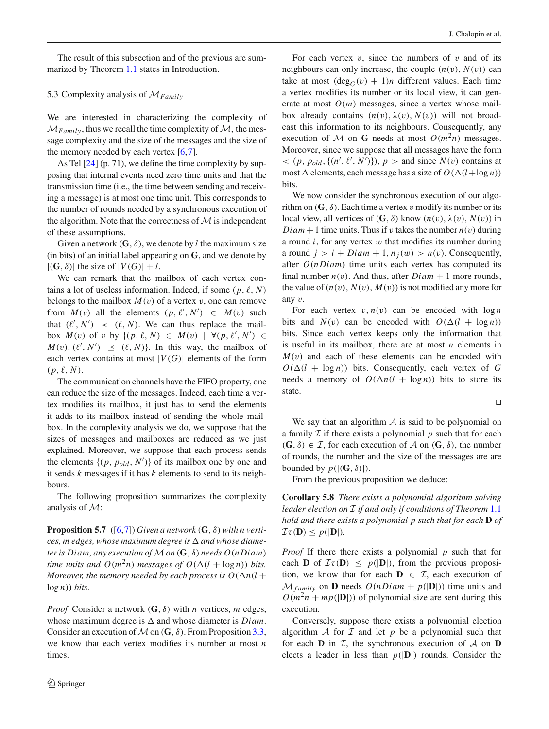The result of this subsection and of the previous are summarized by Theorem 1.1 states in Introduction.

### 5.3 Complexity analysis of $\mathcal{M}_{Family}$

We are interested in characterizing the complexity of $\mathcal{M}_{Family}$, thus we recall the time complexity of $\mathcal{M}$, the message complexity and the size of the messages and the size of the memory needed by each vertex [6,7].

As Tel [24] (p. 71), we define the time complexity by supposing that internal events need zero time units and that the transmission time (i.e., the time between sending and receiving a message) is at most one time unit. This corresponds to the number of rounds needed by a synchronous execution of the algorithm. Note that the correctness of $\mathcal{M}$ is independent of these assumptions.

Given a network $(\mathbf{G}, \delta)$, we denote by $l$ the maximum size (in bits) of an initial label appearing on $\mathbf{G}$, and we denote by $|(\mathbf{G}, \delta)|$ the size of $|V(G)| + l$.

We can remark that the mailbox of each vertex contains a lot of useless information. Indeed, if some $(p, \ell, N)$ belongs to the mailbox $M(v)$ of a vertex $v$, one can remove from $M(v)$ all the elements $(p, \ell', N') \in M(v)$ such that $(\ell', N') \prec (\ell, N)$. We can thus replace the mailbox $M(v)$ of $v$ by $\{(p, \ell, N) \in M(v) \mid \forall (p, \ell', N') \in M(v), (\ell', N') \preceq (\ell, N)\}$. In this way, the mailbox of each vertex contains at most $|V(G)|$ elements of the form $(p, \ell, N)$.

The communication channels have the FIFO property, one can reduce the size of the messages. Indeed, each time a vertex modifies its mailbox, it just has to send the elements it adds to its mailbox instead of sending the whole mailbox. In the complexity analysis we do, we suppose that the sizes of messages and mailboxes are reduced as we just explained. Moreover, we suppose that each process sends the elements $\{(p, p_{old}, N')\}$ of its mailbox one by one and it sends $k$ messages if it has $k$ elements to send to its neighbours.

The following proposition summarizes the complexity analysis of $\mathcal{M}$:

**Proposition 5.7** ([6,7]) *Given a network $(\mathbf{G}, \delta)$ with $n$ vertices, $m$ edges, whose maximum degree is $\Delta$ and whose diameter is $Diam$, any execution of $\mathcal{M}$ on $(\mathbf{G}, \delta)$ needs $O(nDiam)$ time units and $O(m^2 n)$ messages of $O(\Delta(l + \log n))$ bits. Moreover, the memory needed by each process is $O(\Delta n(l + \log n))$ bits.*

*Proof* Consider a network $(\mathbf{G}, \delta)$ with $n$ vertices, $m$ edges, whose maximum degree is $\Delta$ and whose diameter is $Diam$. Consider an execution of $\mathcal{M}$ on $(\mathbf{G}, \delta)$. From Proposition 3.3, we know that each vertex modifies its number at most $n$ times.

For each vertex $v$, since the numbers of $v$ and of its neighbours can only increase, the couple $(n(v), N(v))$ can take at most $(\deg_G(v) + 1)n$ different values. Each time a vertex modifies its number or its local view, it can generate at most $O(m)$ messages, since a vertex whose mailbox already contains $(n(v), \lambda(v), N(v))$ will not broadcast this information to its neighbours. Consequently, any execution of $\mathcal{M}$ on $\mathbf{G}$ needs at most $O(m^2 n)$ messages. Moreover, since we suppose that all messages have the form $< (p, p_{old}, \{(n', \ell', N')\}), p >$ and since $N(v)$ contains at most $\Delta$ elements, each message has a size of $O(\Delta(l + \log n))$ bits.

We now consider the synchronous execution of our algorithm on $(\mathbf{G}, \delta)$. Each time a vertex $v$ modify its number or its local view, all vertices of $(\mathbf{G}, \delta)$ know $(n(v), \lambda(v), N(v))$ in $Diam + 1$ time units. Thus if $v$ takes the number $n(v)$ during a round $i$, for any vertex $w$ that modifies its number during a round $j > i + Diam + 1$, $n_j(w) > n(v)$. Consequently, after $O(nDiam)$ time units each vertex has computed its final number $n(v)$. And thus, after $Diam + 1$ more rounds, the value of $(n(v), N(v), M(v))$ is not modified any more for any $v$.

For each vertex $v, n(v)$ can be encoded with $\log n$ bits and $N(v)$ can be encoded with $O(\Delta(l + \log n))$ bits. Since each vertex keeps only the information that is useful in its mailbox, there are at most $n$ elements in $M(v)$ and each of these elements can be encoded with $O(\Delta(l + \log n))$ bits. Consequently, each vertex of $G$ needs a memory of $O(\Delta n(l + \log n))$ bits to store its state. $\square$

We say that an algorithm $\mathcal{A}$ is said to be polynomial on a family $\mathcal{I}$ if there exists a polynomial $p$ such that for each $(\mathbf{G}, \delta) \in \mathcal{I}$, for each execution of $\mathcal{A}$ on $(\mathbf{G}, \delta)$, the number of rounds, the number and the size of the messages are are bounded by $p(|(\mathbf{G}, \delta)|)$.

From the previous proposition we deduce:

**Corollary 5.8** *There exists a polynomial algorithm solving leader election on $\mathcal{I}$ if and only if conditions of Theorem 1.1 hold and there exists a polynomial $p$ such that for each $\mathbf{D}$ of $\mathcal{I}\tau(\mathbf{D}) \leq p(|\mathbf{D}|)$.*

*Proof* If there there exists a polynomial $p$ such that for each $\mathbf{D}$ of $\mathcal{I}\tau(\mathbf{D}) \leq p(|\mathbf{D}|)$, from the previous proposition, we know that for each $\mathbf{D} \in \mathcal{I}$, each execution of $\mathcal{M}_{family}$ on $\mathbf{D}$ needs $O(nDiam + p(|\mathbf{D}|))$ time units and $O(m^2 n + mp(|\mathbf{D}|))$ of polynomial size are sent during this execution.

Conversely, suppose there exists a polynomial election algorithm $\mathcal{A}$ for $\mathcal{I}$ and let $p$ be a polynomial such that for each $\mathbf{D}$ in $\mathcal{I}$, the synchronous execution of $\mathcal{A}$ on $\mathbf{D}$ elects a leader in less than $p(|\mathbf{D}|)$ rounds. Consider the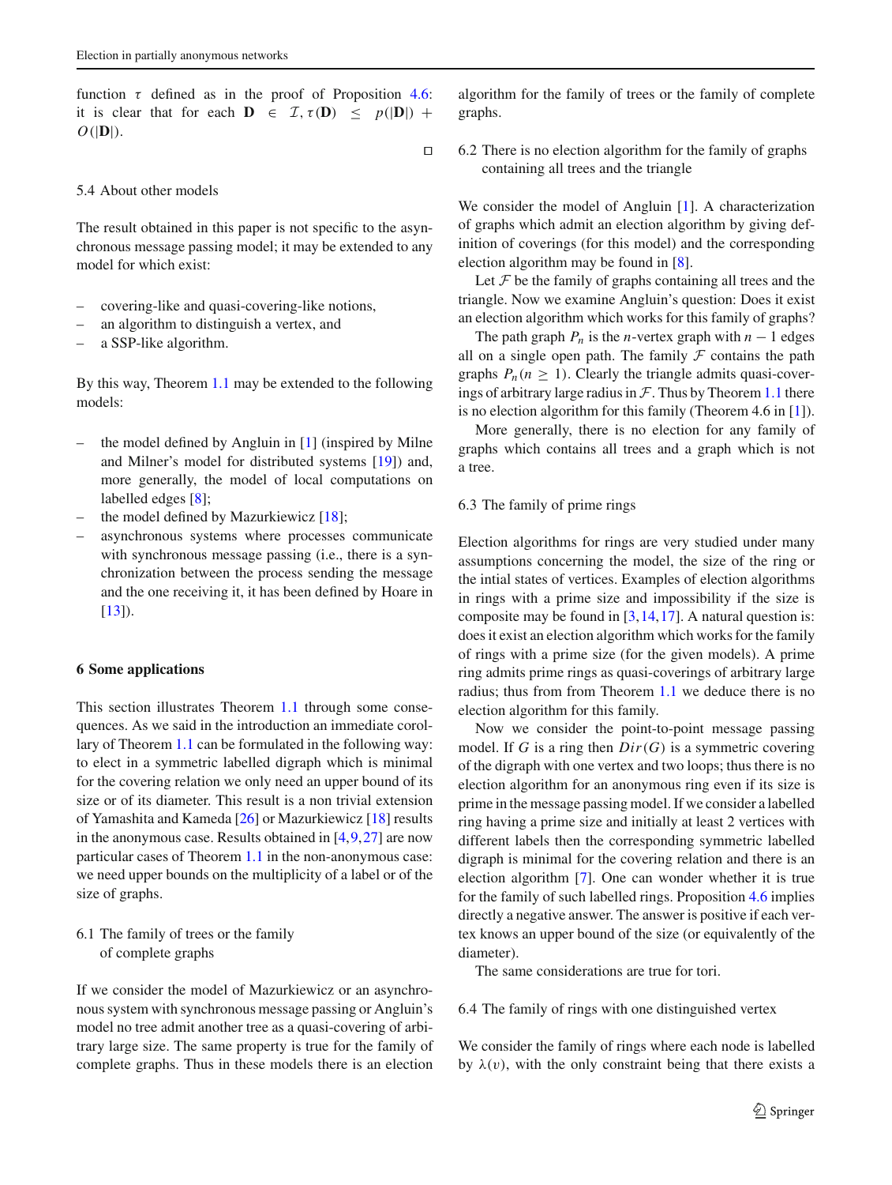function $\tau$ defined as in the proof of Proposition 4.6: it is clear that for each $\mathbf{D} \in \mathcal{I}, \tau(\mathbf{D}) \leq p(|\mathbf{D}|) + O(|\mathbf{D}|)$.

□

### 5.4 About other models

The result obtained in this paper is not specific to the asynchronous message passing model; it may be extended to any model for which exist:

- covering-like and quasi-covering-like notions,
- an algorithm to distinguish a vertex, and
- a SSP-like algorithm.

By this way, Theorem 1.1 may be extended to the following models:

- the model defined by Angluin in [1] (inspired by Milne and Milner's model for distributed systems [19]) and, more generally, the model of local computations on labelled edges [8];
- the model defined by Mazurkiewicz [18];
- asynchronous systems where processes communicate with synchronous message passing (i.e., there is a synchronization between the process sending the message and the one receiving it, it has been defined by Hoare in [13]).

## 6 Some applications

This section illustrates Theorem 1.1 through some consequences. As we said in the introduction an immediate corollary of Theorem 1.1 can be formulated in the following way: to elect in a symmetric labelled digraph which is minimal for the covering relation we only need an upper bound of its size or of its diameter. This result is a non trivial extension of Yamashita and Kameda [26] or Mazurkiewicz [18] results in the anonymous case. Results obtained in [4,9,27] are now particular cases of Theorem 1.1 in the non-anonymous case: we need upper bounds on the multiplicity of a label or of the size of graphs.

### 6.1 The family of trees or the family of complete graphs

If we consider the model of Mazurkiewicz or an asynchronous system with synchronous message passing or Angluin's model no tree admit another tree as a quasi-covering of arbitrary large size. The same property is true for the family of complete graphs. Thus in these models there is an election algorithm for the family of trees or the family of complete graphs.

### 6.2 There is no election algorithm for the family of graphs containing all trees and the triangle

We consider the model of Angluin [1]. A characterization of graphs which admit an election algorithm by giving definition of coverings (for this model) and the corresponding election algorithm may be found in [8].

Let $\mathcal{F}$ be the family of graphs containing all trees and the triangle. Now we examine Angluin's question: Does it exist an election algorithm which works for this family of graphs?

The path graph $P_n$ is the $n$-vertex graph with $n-1$ edges all on a single open path. The family $\mathcal{F}$ contains the path graphs $P_n (n \geq 1)$. Clearly the triangle admits quasi-coverings of arbitrary large radius in $\mathcal{F}$. Thus by Theorem 1.1 there is no election algorithm for this family (Theorem 4.6 in [1]).

More generally, there is no election for any family of graphs which contains all trees and a graph which is not a tree.

### 6.3 The family of prime rings

Election algorithms for rings are very studied under many assumptions concerning the model, the size of the ring or the intial states of vertices. Examples of election algorithms in rings with a prime size and impossibility if the size is composite may be found in [3,14,17]. A natural question is: does it exist an election algorithm which works for the family of rings with a prime size (for the given models). A prime ring admits prime rings as quasi-coverings of arbitrary large radius; thus from from Theorem 1.1 we deduce there is no election algorithm for this family.

Now we consider the point-to-point message passing model. If $G$ is a ring then $Dir(G)$ is a symmetric covering of the digraph with one vertex and two loops; thus there is no election algorithm for an anonymous ring even if its size is prime in the message passing model. If we consider a labelled ring having a prime size and initially at least 2 vertices with different labels then the corresponding symmetric labelled digraph is minimal for the covering relation and there is an election algorithm [7]. One can wonder whether it is true for the family of such labelled rings. Proposition 4.6 implies directly a negative answer. The answer is positive if each vertex knows an upper bound of the size (or equivalently of the diameter).

The same considerations are true for tori.

### 6.4 The family of rings with one distinguished vertex

We consider the family of rings where each node is labelled by $\lambda(v)$, with the only constraint being that there exists a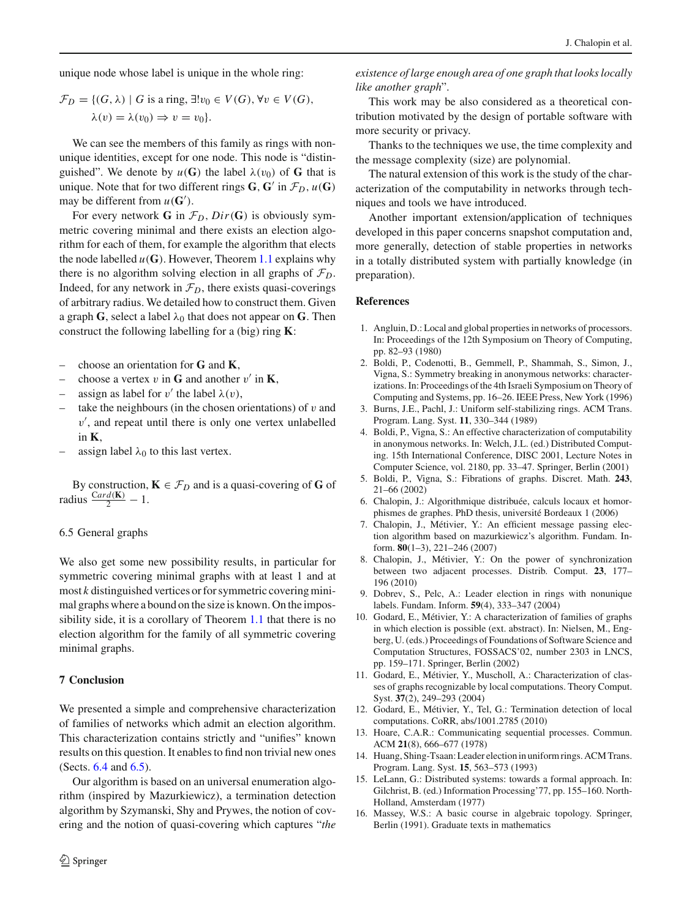unique node whose label is unique in the whole ring:

$$\mathcal{F}_D = \{(G, \lambda) \mid G \text{ is a ring}, \exists! v_0 \in V(G), \forall v \in V(G), \\ \lambda(v) = \lambda(v_0) \Rightarrow v = v_0\}.$$

We can see the members of this family as rings with non-unique identities, except for one node. This node is "distinguished". We denote by $u(\mathbf{G})$ the label $\lambda(v_0)$ of $\mathbf{G}$ that is unique. Note that for two different rings $\mathbf{G}$, $\mathbf{G}'$ in $\mathcal{F}_D$, $u(\mathbf{G})$ may be different from $u(\mathbf{G}')$.

For every network $\mathbf{G}$ in $\mathcal{F}_D$, $Dir(\mathbf{G})$ is obviously symmetric covering minimal and there exists an election algorithm for each of them, for example the algorithm that elects the node labelled $u(\mathbf{G})$. However, Theorem 1.1 explains why there is no algorithm solving election in all graphs of $\mathcal{F}_D$. Indeed, for any network in $\mathcal{F}_D$, there exists quasi-coverings of arbitrary radius. We detailed how to construct them. Given a graph $\mathbf{G}$, select a label $\lambda_0$ that does not appear on $\mathbf{G}$. Then construct the following labelling for a (big) ring $\mathbf{K}$:

- choose an orientation for $\mathbf{G}$ and $\mathbf{K}$,
- choose a vertex $v$ in $\mathbf{G}$ and another $v'$ in $\mathbf{K}$,
- assign as label for $v'$ the label $\lambda(v)$,
- take the neighbours (in the chosen orientations) of $v$ and $v'$, and repeat until there is only one vertex unlabelled in $\mathbf{K}$,
- assign label $\lambda_0$ to this last vertex.

By construction, $\mathbf{K} \in \mathcal{F}_D$ and is a quasi-covering of $\mathbf{G}$ of radius $\frac{Card(\mathbf{K})}{2} - 1$.

### 6.5 General graphs

We also get some new possibility results, in particular for symmetric covering minimal graphs with at least 1 and at most $k$ distinguished vertices or for symmetric covering minimal graphs where a bound on the size is known. On the impossibility side, it is a corollary of Theorem 1.1 that there is no election algorithm for the family of all symmetric covering minimal graphs.

## 7 Conclusion

We presented a simple and comprehensive characterization of families of networks which admit an election algorithm. This characterization contains strictly and "unifies" known results on this question. It enables to find non trivial new ones (Sects. 6.4 and 6.5).

Our algorithm is based on an universal enumeration algorithm (inspired by Mazurkiewicz), a termination detection algorithm by Szymanski, Shy and Prywes, the notion of covering and the notion of quasi-covering which captures "*the existence of large enough area of one graph that looks locally like another graph*".

This work may be also considered as a theoretical contribution motivated by the design of portable software with more security or privacy.

Thanks to the techniques we use, the time complexity and the message complexity (size) are polynomial.

The natural extension of this work is the study of the characterization of the computability in networks through techniques and tools we have introduced.

Another important extension/application of techniques developed in this paper concerns snapshot computation and, more generally, detection of stable properties in networks in a totally distributed system with partially knowledge (in preparation).

## References

1. Angluin, D.: Local and global properties in networks of processors. In: Proceedings of the 12th Symposium on Theory of Computing, pp. 82–93 (1980)
2. Boldi, P., Codenotti, B., Gemmell, P., Shammah, S., Simon, J., Vigna, S.: Symmetry breaking in anonymous networks: characterizations. In: Proceedings of the 4th Israeli Symposium on Theory of Computing and Systems, pp. 16–26. IEEE Press, New York (1996)
3. Burns, J.E., Pachl, J.: Uniform self-stabilizing rings. ACM Trans. Program. Lang. Syst. **11**, 330–344 (1989)
4. Boldi, P., Vigna, S.: An effective characterization of computability in anonymous networks. In: Welch, J.L. (ed.) Distributed Computing. 15th International Conference, DISC 2001, Lecture Notes in Computer Science, vol. 2180, pp. 33–47. Springer, Berlin (2001)
5. Boldi, P., Vigna, S.: Fibrations of graphs. Discret. Math. **243**, 21–66 (2002)
6. Chalopin, J.: Algorithmique distribuée, calculs locaux et homorphismes de graphes. PhD thesis, université Bordeaux 1 (2006)
7. Chalopin, J., Métivier, Y.: An efficient message passing election algorithm based on mazurkiewicz's algorithm. Fundam. Inform. **80**(1–3), 221–246 (2007)
8. Chalopin, J., Métivier, Y.: On the power of synchronization between two adjacent processes. Distrib. Comput. **23**, 177–196 (2010)
9. Dobrev, S., Pelc, A.: Leader election in rings with nonunique labels. Fundam. Inform. **59**(4), 333–347 (2004)
10. Godard, E., Métivier, Y.: A characterization of families of graphs in which election is possible (ext. abstract). In: Nielsen, M., Engberg, U. (eds.) Proceedings of Foundations of Software Science and Computation Structures, FOSSACS'02, number 2303 in LNCS, pp. 159–171. Springer, Berlin (2002)
11. Godard, E., Métivier, Y., Muscholl, A.: Characterization of classes of graphs recognizable by local computations. Theory Comput. Syst. **37**(2), 249–293 (2004)
12. Godard, E., Métivier, Y., Tel, G.: Termination detection of local computations. CoRR, abs/1001.2785 (2010)
13. Hoare, C.A.R.: Communicating sequential processes. Commun. ACM **21**(8), 666–677 (1978)
14. Huang, Shing-Tsaan: Leader election in uniform rings. ACM Trans. Program. Lang. Syst. **15**, 563–573 (1993)
15. LeLann, G.: Distributed systems: towards a formal approach. In: Gilchrist, B. (ed.) Information Processing'77, pp. 155–160. North-Holland, Amsterdam (1977)
16. Massey, W.S.: A basic course in algebraic topology. Springer, Berlin (1991). Graduate texts in mathematics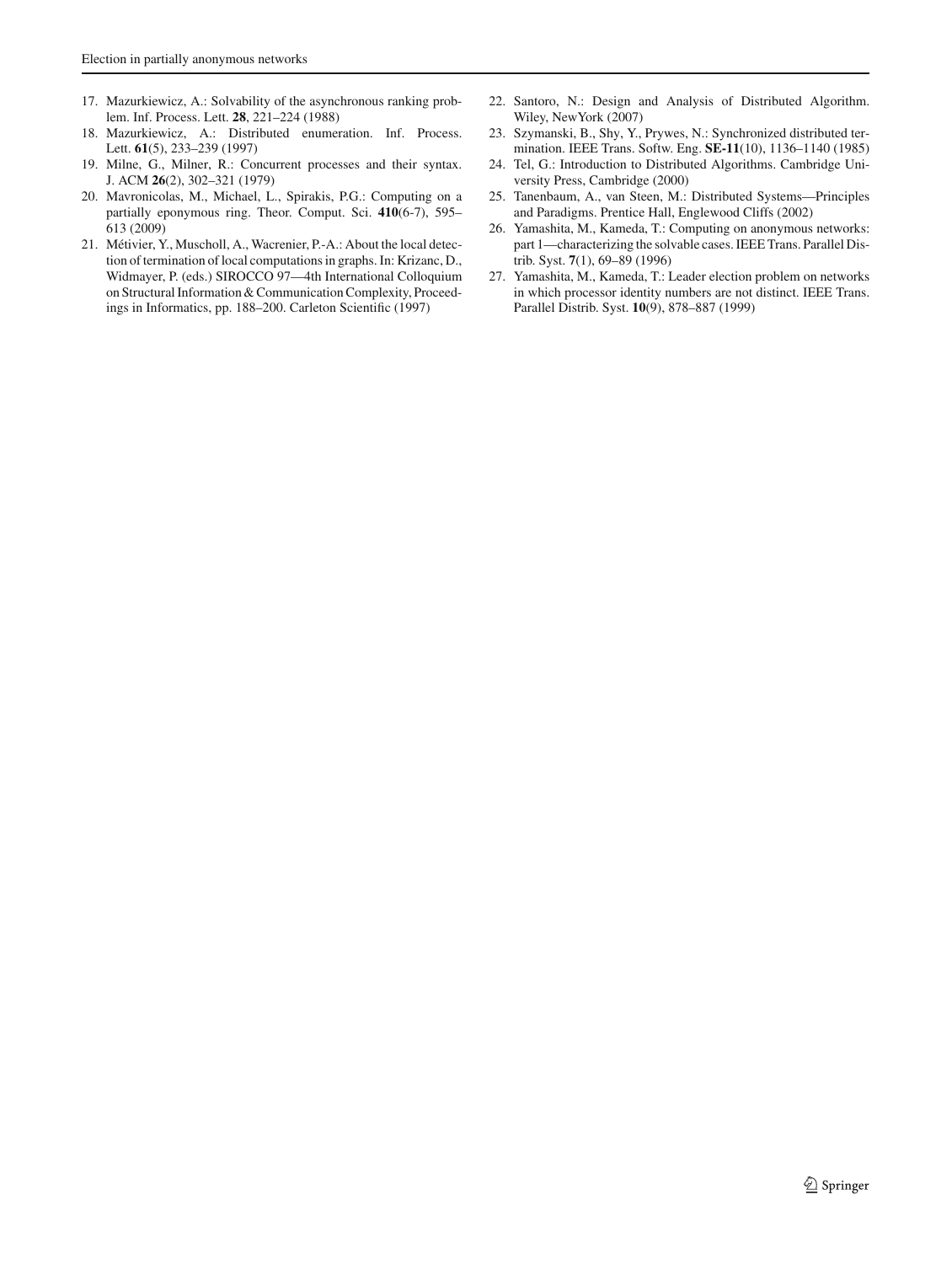17. Mazurkiewicz, A.: Solvability of the asynchronous ranking problem. Inf. Process. Lett. **28**, 221–224 (1988)
18. Mazurkiewicz, A.: Distributed enumeration. Inf. Process. Lett. **61**(5), 233–239 (1997)
19. Milne, G., Milner, R.: Concurrent processes and their syntax. J. ACM **26**(2), 302–321 (1979)
20. Mavronicolas, M., Michael, L., Spirakis, P.G.: Computing on a partially eponymous ring. Theor. Comput. Sci. **410**(6-7), 595–613 (2009)
21. Métivier, Y., Muscholl, A., Wacrenier, P.-A.: About the local detection of termination of local computations in graphs. In: Krizanc, D., Widmayer, P. (eds.) SIROCCO 97—4th International Colloquium on Structural Information & Communication Complexity, Proceedings in Informatics, pp. 188–200. Carleton Scientific (1997)
22. Santoro, N.: Design and Analysis of Distributed Algorithm. Wiley, NewYork (2007)
23. Szymanski, B., Shy, Y., Prywes, N.: Synchronized distributed termination. IEEE Trans. Softw. Eng. **SE-11**(10), 1136–1140 (1985)
24. Tel, G.: Introduction to Distributed Algorithms. Cambridge University Press, Cambridge (2000)
25. Tanenbaum, A., van Steen, M.: Distributed Systems—Principles and Paradigms. Prentice Hall, Englewood Cliffs (2002)
26. Yamashita, M., Kameda, T.: Computing on anonymous networks: part 1—characterizing the solvable cases. IEEE Trans. Parallel Distrib. Syst. **7**(1), 69–89 (1996)
27. Yamashita, M., Kameda, T.: Leader election problem on networks in which processor identity numbers are not distinct. IEEE Trans. Parallel Distrib. Syst. **10**(9), 878–887 (1999)